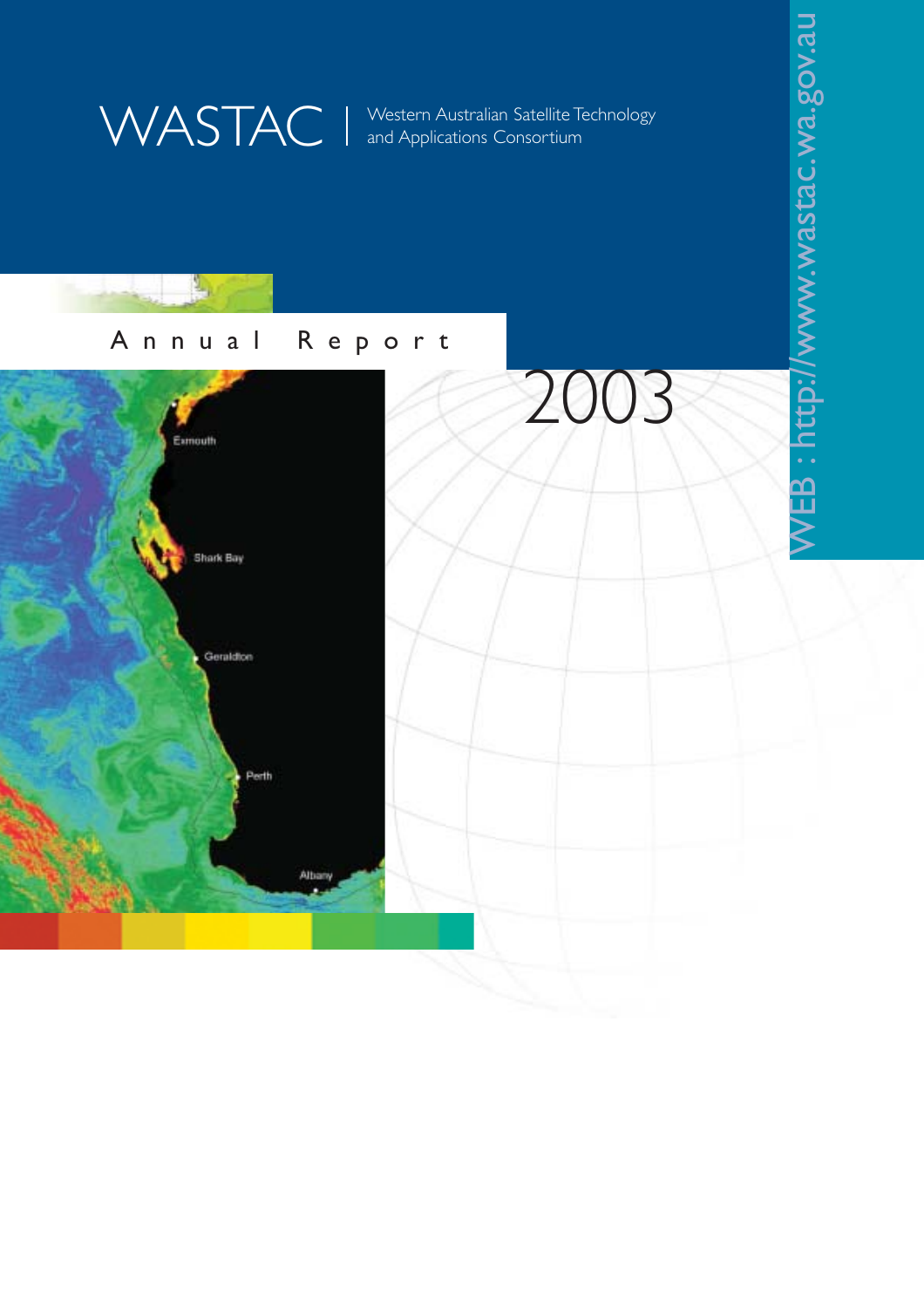# WASTAC | Western Australian Satellite Technology and Applications Consortium

## Annual Report

# 2003

WEB : http://www.wastac.wa.gov.au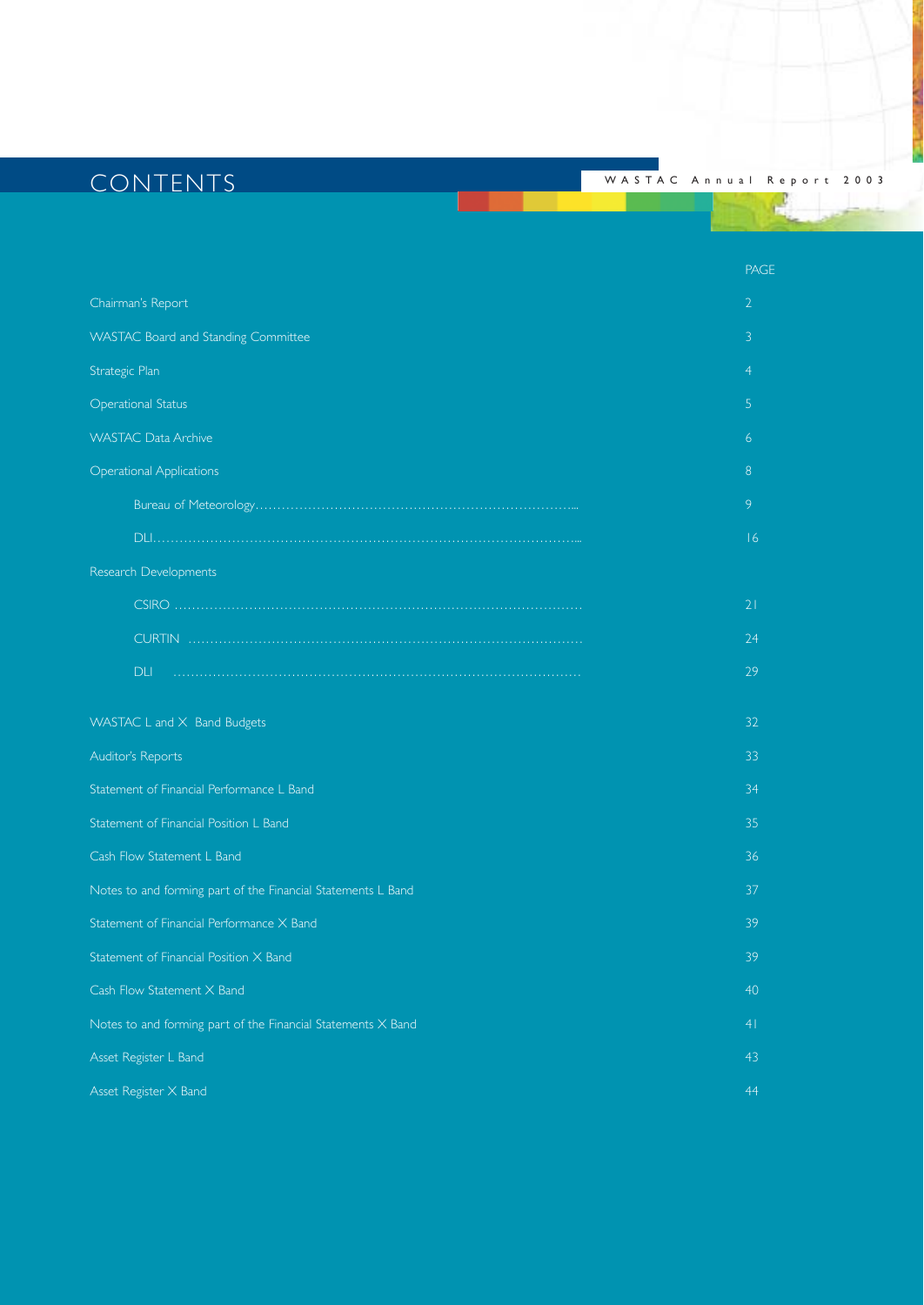# CONTENTS

| | PAGE |
|---|---|
| Chairman's Report | 2 |
| WASTAC Board and Standing Committee | 3 |
| Strategic Plan | 4 |
| Operational Status | 5 |
| WASTAC Data Archive | 6 |
| Operational Applications | 8 |
| Bureau of Meteorology | 9 |
| DLI | 16 |
| Research Developments | |
| CSIRO | 21 |
| CURTIN | 24 |
| DLI | 29 |
| WASTAC L and X Band Budgets | 32 |
| Auditor's Reports | 33 |
| Statement of Financial Performance L Band | 34 |
| Statement of Financial Position L Band | 35 |
| Cash Flow Statement L Band | 36 |
| Notes to and forming part of the Financial Statements L Band | 37 |
| Statement of Financial Performance X Band | 39 |
| Statement of Financial Position X Band | 39 |
| Cash Flow Statement X Band | 40 |
| Notes to and forming part of the Financial Statements X Band | 41 |
| Asset Register L Band | 43 |
| Asset Register X Band | 44 |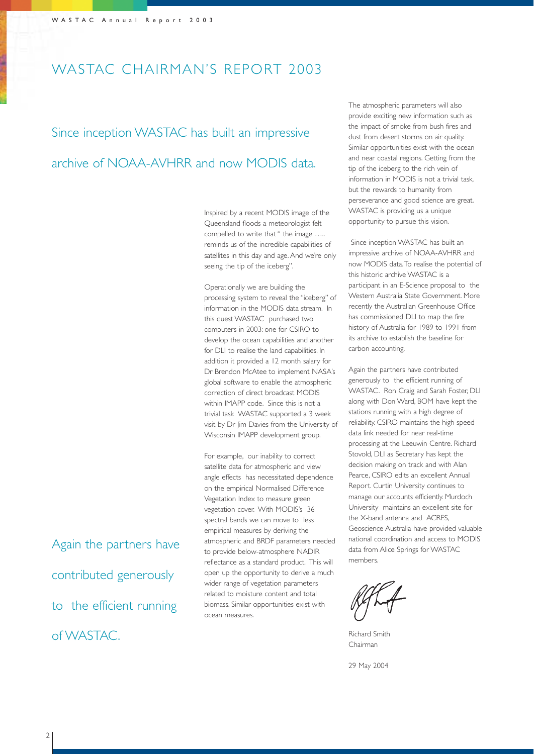# WASTAC CHAIRMAN'S REPORT 2003

Since inception WASTAC has built an impressive archive of NOAA-AVHRR and now MODIS data.

Inspired by a recent MODIS image of the Queensland floods a meteorologist felt compelled to write that " the image ….. reminds us of the incredible capabilities of satellites in this day and age. And we're only seeing the tip of the iceberg".

Operationally we are building the processing system to reveal the "iceberg" of information in the MODIS data stream. In this quest WASTAC purchased two computers in 2003: one for CSIRO to develop the ocean capabilities and another for DLI to realise the land capabilities. In addition it provided a 12 month salary for Dr Brendon McAtee to implement NASA's global software to enable the atmospheric correction of direct broadcast MODIS within IMAPP code. Since this is not a trivial task WASTAC supported a 3 week visit by Dr Jim Davies from the University of Wisconsin IMAPP development group.

For example, our inability to correct satellite data for atmospheric and view angle effects has necessitated dependence on the empirical Normalised Difference Vegetation Index to measure green vegetation cover. With MODIS's 36 spectral bands we can move to less empirical measures by deriving the atmospheric and BRDF parameters needed to provide below-atmosphere NADIR reflectance as a standard product. This will open up the opportunity to derive a much wider range of vegetation parameters related to moisture content and total biomass. Similar opportunities exist with ocean measures.

The atmospheric parameters will also provide exciting new information such as the impact of smoke from bush fires and dust from desert storms on air quality. Similar opportunities exist with the ocean and near coastal regions. Getting from the tip of the iceberg to the rich vein of information in MODIS is not a trivial task, but the rewards to humanity from perseverance and good science are great. WASTAC is providing us a unique opportunity to pursue this vision.

Since inception WASTAC has built an impressive archive of NOAA-AVHRR and now MODIS data. To realise the potential of this historic archive WASTAC is a participant in an E-Science proposal to the Western Australia State Government. More recently the Australian Greenhouse Office has commissioned DLI to map the fire history of Australia for 1989 to 1991 from its archive to establish the baseline for carbon accounting.

Again the partners have contributed generously to the efficient running of WASTAC. Ron Craig and Sarah Foster, DLI along with Don Ward, BOM have kept the stations running with a high degree of reliability. CSIRO maintains the high speed data link needed for near real-time processing at the Leeuwin Centre. Richard Stovold, DLI as Secretary has kept the decision making on track and with Alan Pearce, CSIRO edits an excellent Annual Report. Curtin University continues to manage our accounts efficiently. Murdoch University maintains an excellent site for the X-band antenna and ACRES, Geoscience Australia have provided valuable national coordination and access to MODIS data from Alice Springs for WASTAC members.

Again the partners have contributed generously to the efficient running of WASTAC.

Richard Smith
Chairman

29 May 2004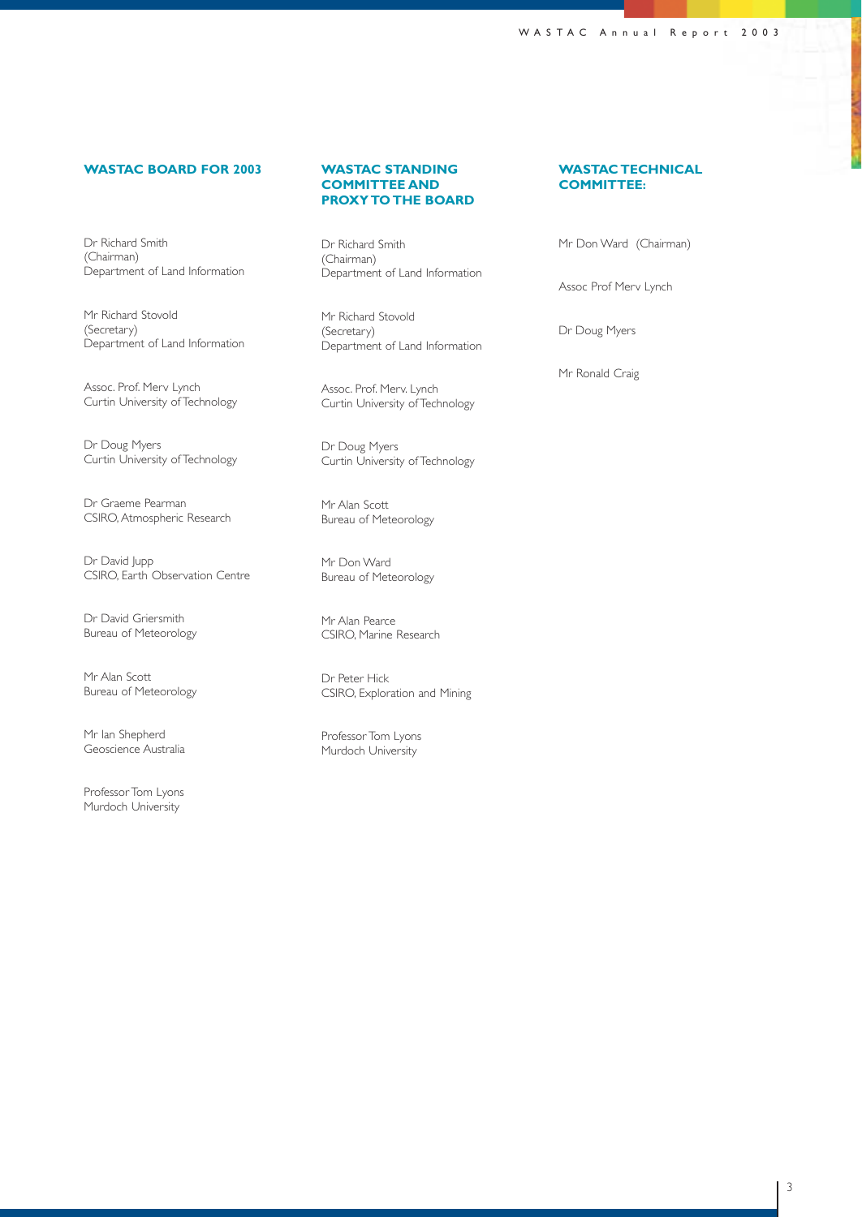## WASTAC BOARD FOR 2003

Dr Richard Smith
(Chairman)
Department of Land Information

Mr Richard Stovold
(Secretary)
Department of Land Information

Assoc. Prof. Merv Lynch
Curtin University of Technology

Dr Doug Myers
Curtin University of Technology

Dr Graeme Pearman
CSIRO, Atmospheric Research

Dr David Jupp
CSIRO, Earth Observation Centre

Dr David Griersmith
Bureau of Meteorology

Mr Alan Scott
Bureau of Meteorology

Mr Ian Shepherd
Geoscience Australia

Professor Tom Lyons
Murdoch University

## WASTAC STANDING COMMITTEE AND PROXY TO THE BOARD

Dr Richard Smith
(Chairman)
Department of Land Information

Mr Richard Stovold
(Secretary)
Department of Land Information

Assoc. Prof. Merv. Lynch
Curtin University of Technology

Dr Doug Myers
Curtin University of Technology

Mr Alan Scott
Bureau of Meteorology

Mr Don Ward
Bureau of Meteorology

Mr Alan Pearce
CSIRO, Marine Research

Dr Peter Hick
CSIRO, Exploration and Mining

Professor Tom Lyons
Murdoch University

## WASTAC TECHNICAL COMMITTEE:

Mr Don Ward (Chairman)

Assoc Prof Merv Lynch

Dr Doug Myers

Mr Ronald Craig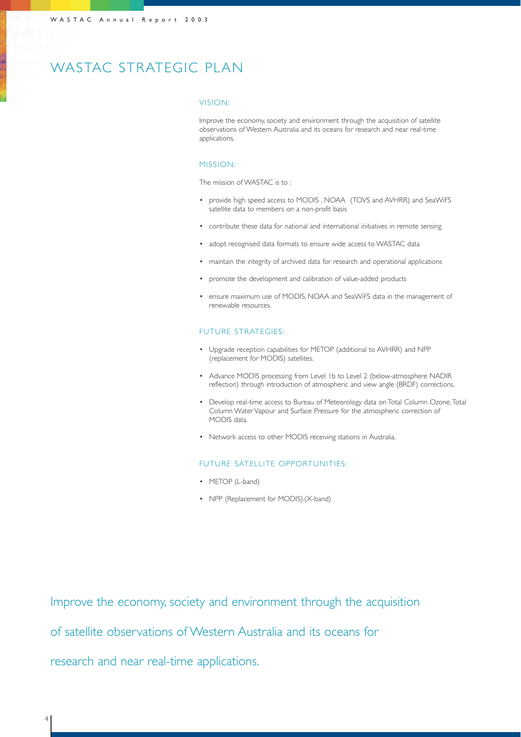# WASTAC STRATEGIC PLAN

## VISION:

Improve the economy, society and environment through the acquisition of satellite observations of Western Australia and its oceans for research and near real-time applications.

## MISSION:

The mission of WASTAC is to :

- provide high speed access to MODIS , NOAA (TOVS and AVHRR) and SeaWiFS satellite data to members on a non-profit basis
- contribute these data for national and international initiatives in remote sensing
- adopt recognised data formats to ensure wide access to WASTAC data
- maintain the integrity of archived data for research and operational applications
- promote the development and calibration of value-added products
- ensure maximum use of MODIS, NOAA and SeaWiFS data in the management of renewable resources.

## FUTURE STRATEGIES:

- Upgrade reception capabilities for METOP (additional to AVHRR) and NPP (replacement for MODIS) satellites.
- Advance MODIS processing from Level 1b to Level 2 (below-atmosphere NADIR reflection) through introduction of atmospheric and view angle (BRDF) corrections.
- Develop real-time access to Bureau of Meteorology data on Total Column Ozone, Total Column Water Vapour and Surface Pressure for the atmospheric correction of MODIS data.
- Network access to other MODIS receiving stations in Australia.

## FUTURE SATELLITE OPPORTUNITIES:

- METOP (L-band)
- NPP (Replacement for MODIS).(X-band)

Improve the economy, society and environment through the acquisition of satellite observations of Western Australia and its oceans for research and near real-time applications.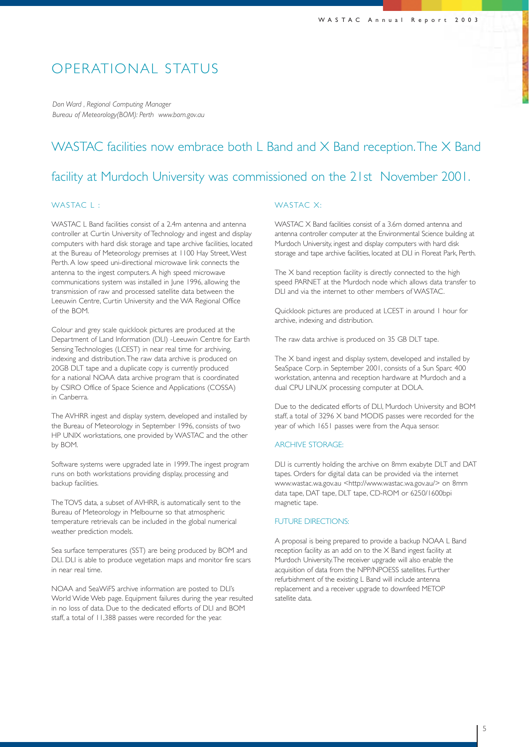# OPERATIONAL STATUS

*Don Ward , Regional Computing Manager*
*Bureau of Meteorology(BOM): Perth www.bom.gov.au*

## WASTAC facilities now embrace both L Band and X Band reception. The X Band facility at Murdoch University was commissioned on the 21st November 2001.

### WASTAC L :

WASTAC L Band facilities consist of a 2.4m antenna and antenna controller at Curtin University of Technology and ingest and display computers with hard disk storage and tape archive facilities, located at the Bureau of Meteorology premises at 1100 Hay Street, West Perth. A low speed uni-directional microwave link connects the antenna to the ingest computers. A high speed microwave communications system was installed in June 1996, allowing the transmission of raw and processed satellite data between the Leeuwin Centre, Curtin University and the WA Regional Office of the BOM.

Colour and grey scale quicklook pictures are produced at the Department of Land Information (DLI) -Leeuwin Centre for Earth Sensing Technologies (LCEST) in near real time for archiving, indexing and distribution. The raw data archive is produced on 20GB DLT tape and a duplicate copy is currently produced for a national NOAA data archive program that is coordinated by CSIRO Office of Space Science and Applications (COSSA) in Canberra.

The AVHRR ingest and display system, developed and installed by the Bureau of Meteorology in September 1996, consists of two HP UNIX workstations, one provided by WASTAC and the other by BOM.

Software systems were upgraded late in 1999. The ingest program runs on both workstations providing display, processing and backup facilities.

The TOVS data, a subset of AVHRR, is automatically sent to the Bureau of Meteorology in Melbourne so that atmospheric temperature retrievals can be included in the global numerical weather prediction models.

Sea surface temperatures (SST) are being produced by BOM and DLI. DLI is able to produce vegetation maps and monitor fire scars in near real time.

NOAA and SeaWiFS archive information are posted to DLI's World Wide Web page. Equipment failures during the year resulted in no loss of data. Due to the dedicated efforts of DLI and BOM staff, a total of 11,388 passes were recorded for the year.

### WASTAC X:

WASTAC X Band facilities consist of a 3.6m domed antenna and antenna controller computer at the Environmental Science building at Murdoch University, ingest and display computers with hard disk storage and tape archive facilities, located at DLI in Floreat Park, Perth.

The X band reception facility is directly connected to the high speed PARNET at the Murdoch node which allows data transfer to DLI and via the internet to other members of WASTAC.

Quicklook pictures are produced at LCEST in around 1 hour for archive, indexing and distribution.

The raw data archive is produced on 35 GB DLT tape.

The X band ingest and display system, developed and installed by SeaSpace Corp. in September 2001, consists of a Sun Sparc 400 workstation, antenna and reception hardware at Murdoch and a dual CPU LINUX processing computer at DOLA.

Due to the dedicated efforts of DLI, Murdoch University and BOM staff, a total of 3296 X band MODIS passes were recorded for the year of which 1651 passes were from the Aqua sensor.

### ARCHIVE STORAGE:

DLI is currently holding the archive on 8mm exabyte DLT and DAT tapes. Orders for digital data can be provided via the internet www.wastac.wa.gov.au <http://www.wastac.wa.gov.au/> on 8mm data tape, DAT tape, DLT tape, CD-ROM or 6250/1600bpi magnetic tape.

### FUTURE DIRECTIONS:

A proposal is being prepared to provide a backup NOAA L Band reception facility as an add on to the X Band ingest facility at Murdoch University. The receiver upgrade will also enable the acquisition of data from the NPP/NPOESS satellites. Further refurbishment of the existing L Band will include antenna replacement and a receiver upgrade to downfeed METOP satellite data.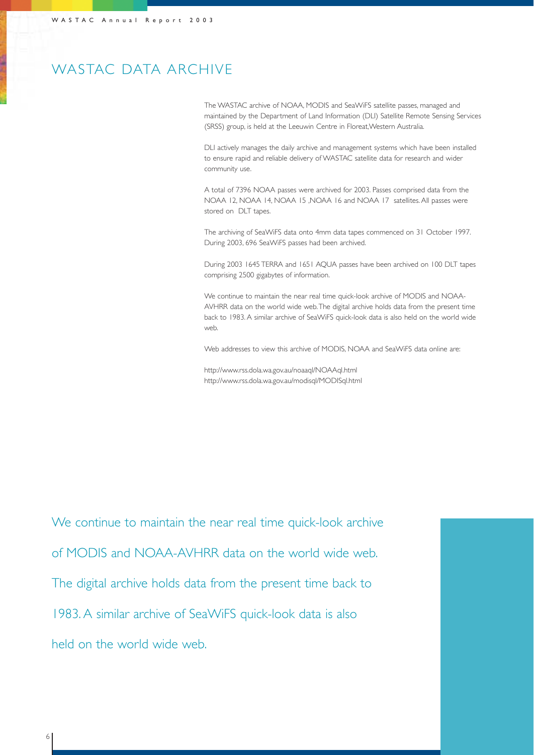# WASTAC DATA ARCHIVE

The WASTAC archive of NOAA, MODIS and SeaWiFS satellite passes, managed and maintained by the Department of Land Information (DLI) Satellite Remote Sensing Services (SRSS) group, is held at the Leeuwin Centre in Floreat, Western Australia.

DLI actively manages the daily archive and management systems which have been installed to ensure rapid and reliable delivery of WASTAC satellite data for research and wider community use.

A total of 7396 NOAA passes were archived for 2003. Passes comprised data from the NOAA 12, NOAA 14, NOAA 15 ,NOAA 16 and NOAA 17 satellites. All passes were stored on DLT tapes.

The archiving of SeaWiFS data onto 4mm data tapes commenced on 31 October 1997. During 2003, 696 SeaWiFS passes had been archived.

During 2003 1645 TERRA and 1651 AQUA passes have been archived on 100 DLT tapes comprising 2500 gigabytes of information.

We continue to maintain the near real time quick-look archive of MODIS and NOAA-AVHRR data on the world wide web. The digital archive holds data from the present time back to 1983. A similar archive of SeaWiFS quick-look data is also held on the world wide web.

Web addresses to view this archive of MODIS, NOAA and SeaWiFS data online are:

http://www.rss.dola.wa.gov.au/noaaql/NOAAql.html
http://www.rss.dola.wa.gov.au/modisql/MODISql.html

We continue to maintain the near real time quick-look archive of MODIS and NOAA-AVHRR data on the world wide web. The digital archive holds data from the present time back to 1983. A similar archive of SeaWiFS quick-look data is also held on the world wide web.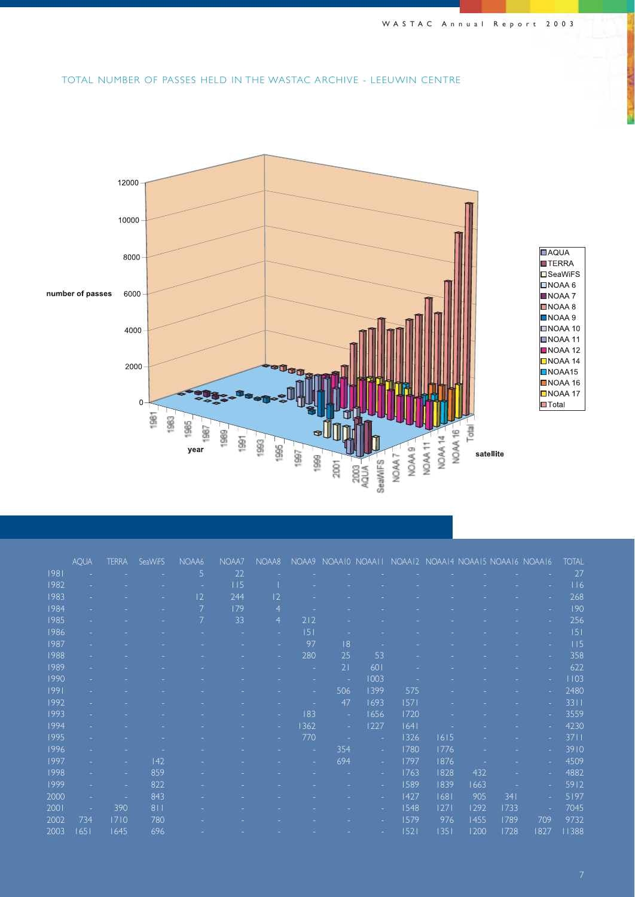TOTAL NUMBER OF PASSES HELD IN THE WASTAC ARCHIVE - LEEUWIN CENTRE

|  | AQUA | TERRA | SeaWiFS | NOAA6 | NOAA7 | NOAA8 | NOAA9 | NOAA10 | NOAA11 | NOAA12 | NOAA14 | NOAA15 | NOAA16 | NOAA16 | TOTAL |
|---|---|---|---|---|---|---|---|---|---|---|---|---|---|---|---|
| 1981 | - | - | - | 5 | 22 | - | - | - | - | - | - | - | - | - | 27 |
| 1982 | - | - | - | - | 115 | 1 | - | - | - | - | - | - | - | - | 116 |
| 1983 | - | - | - | 12 | 244 | 12 | - | - | - | - | - | - | - | - | 268 |
| 1984 | - | - | - | 7 | 179 | 4 | - | - | - | - | - | - | - | - | 190 |
| 1985 | - | - | - | 7 | 33 | 4 | 212 | - | - | - | - | - | - | - | 256 |
| 1986 | - | - | - | - | - | - | 151 | - | - | - | - | - | - | - | 151 |
| 1987 | - | - | - | - | - | - | 97 | 18 | - | - | - | - | - | - | 115 |
| 1988 | - | - | - | - | - | - | 280 | 25 | 53 | - | - | - | - | - | 358 |
| 1989 | - | - | - | - | - | - | - | 21 | 601 | - | - | - | - | - | 622 |
| 1990 | - | - | - | - | - | - | - | - | 1003 | - | - | - | - | - | 1103 |
| 1991 | - | - | - | - | - | - | - | 506 | 1399 | 575 | - | - | - | - | 2480 |
| 1992 | - | - | - | - | - | - | - | 47 | 1693 | 1571 | - | - | - | - | 3311 |
| 1993 | - | - | - | - | - | - | 183 | - | 1656 | 1720 | - | - | - | - | 3559 |
| 1994 | - | - | - | - | - | - | 1362 | - | 1227 | 1641 | - | - | - | - | 4230 |
| 1995 | - | - | - | - | - | - | 770 | - | - | 1326 | 1615 | - | - | - | 3711 |
| 1996 | - | - | - | - | - | - | - | 354 | - | 1780 | 1776 | - | - | - | 3910 |
| 1997 | - | - | 142 | - | - | - | - | 694 | - | 1797 | 1876 | - | - | - | 4509 |
| 1998 | - | - | 859 | - | - | - | - | - | - | 1763 | 1828 | 432 | - | - | 4882 |
| 1999 | - | - | 822 | - | - | - | - | - | - | 1589 | 1839 | 1663 | - | - | 5912 |
| 2000 | - | - | 843 | - | - | - | - | - | - | 1427 | 1681 | 905 | 341 | - | 5197 |
| 2001 | - | 390 | 811 | - | - | - | - | - | - | 1548 | 1271 | 1292 | 1733 | - | 7045 |
| 2002 | 734 | 1710 | 780 | - | - | - | - | - | - | 1579 | 976 | 1455 | 1789 | 709 | 9732 |
| 2003 | 1651 | 1645 | 696 | - | - | - | - | - | - | 1521 | 1351 | 1200 | 1728 | 1827 | 11388 |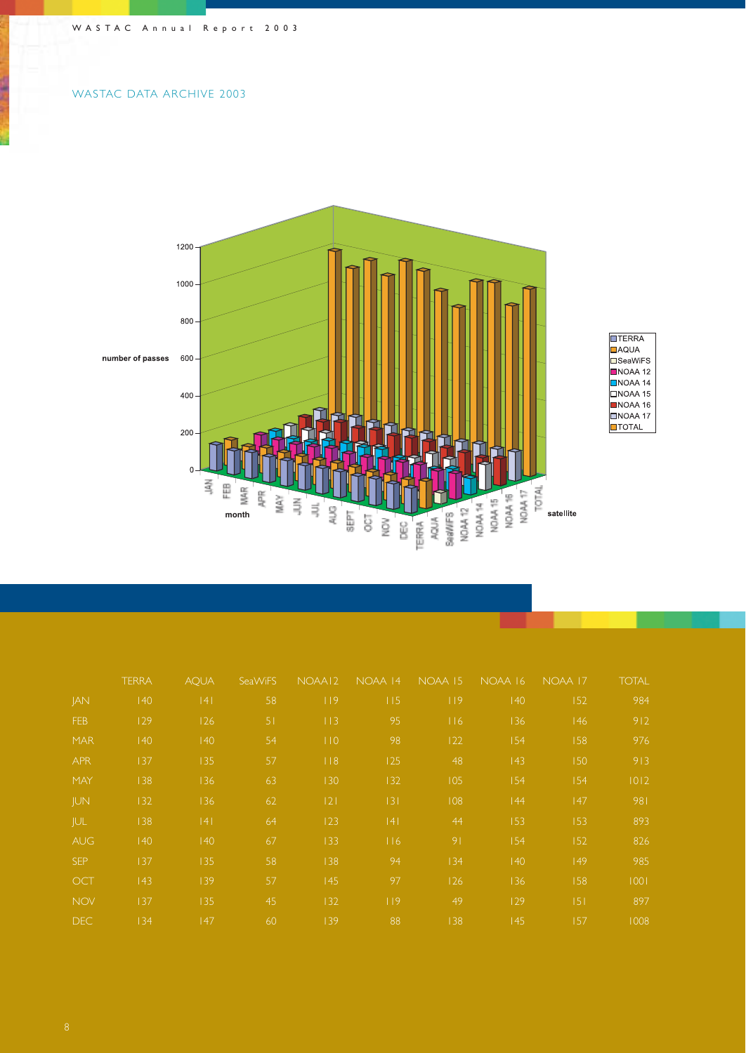## WASTAC DATA ARCHIVE 2003

|  | TERRA | AQUA | SeaWiFS | NOAA12 | NOAA 14 | NOAA 15 | NOAA 16 | NOAA 17 | TOTAL |
|---|---|---|---|---|---|---|---|---|---|
| JAN | 140 | 141 | 58 | 119 | 115 | 119 | 140 | 152 | 984 |
| FEB | 129 | 126 | 51 | 113 | 95 | 116 | 136 | 146 | 912 |
| MAR | 140 | 140 | 54 | 110 | 98 | 122 | 154 | 158 | 976 |
| APR | 137 | 135 | 57 | 118 | 125 | 48 | 143 | 150 | 913 |
| MAY | 138 | 136 | 63 | 130 | 132 | 105 | 154 | 154 | 1012 |
| JUN | 132 | 136 | 62 | 121 | 131 | 108 | 144 | 147 | 981 |
| JUL | 138 | 141 | 64 | 123 | 141 | 44 | 153 | 153 | 893 |
| AUG | 140 | 140 | 67 | 133 | 116 | 91 | 154 | 152 | 826 |
| SEP | 137 | 135 | 58 | 138 | 94 | 134 | 140 | 149 | 985 |
| OCT | 143 | 139 | 57 | 145 | 97 | 126 | 136 | 158 | 1001 |
| NOV | 137 | 135 | 45 | 132 | 119 | 49 | 129 | 151 | 897 |
| DEC | 134 | 147 | 60 | 139 | 88 | 138 | 145 | 157 | 1008 |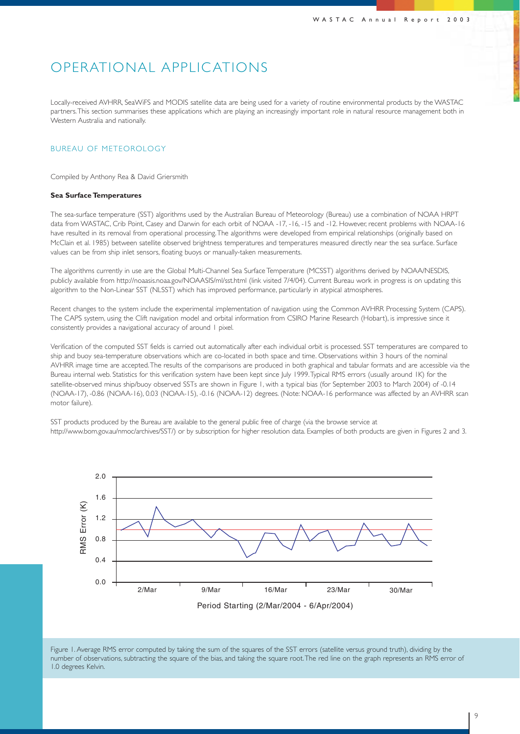# OPERATIONAL APPLICATIONS

Locally-received AVHRR, SeaWiFS and MODIS satellite data are being used for a variety of routine environmental products by the WASTAC partners. This section summarises these applications which are playing an increasingly important role in natural resource management both in Western Australia and nationally.

## BUREAU OF METEOROLOGY

Compiled by Anthony Rea & David Griersmith

### Sea Surface Temperatures

The sea-surface temperature (SST) algorithms used by the Australian Bureau of Meteorology (Bureau) use a combination of NOAA HRPT data from WASTAC, Crib Point, Casey and Darwin for each orbit of NOAA -17, -16, -15 and -12. However, recent problems with NOAA-16 have resulted in its removal from operational processing. The algorithms were developed from empirical relationships (originally based on McClain et al. 1985) between satellite observed brightness temperatures and temperatures measured directly near the sea surface. Surface values can be from ship inlet sensors, floating buoys or manually-taken measurements.

The algorithms currently in use are the Global Multi-Channel Sea Surface Temperature (MCSST) algorithms derived by NOAA/NESDIS, publicly available from http://noaasis.noaa.gov/NOAASIS/ml/sst.html (link visited 7/4/04). Current Bureau work in progress is on updating this algorithm to the Non-Linear SST (NLSST) which has improved performance, particularly in atypical atmospheres.

Recent changes to the system include the experimental implementation of navigation using the Common AVHRR Processing System (CAPS). The CAPS system, using the Clift navigation model and orbital information from CSIRO Marine Research (Hobart), is impressive since it consistently provides a navigational accuracy of around 1 pixel.

Verification of the computed SST fields is carried out automatically after each individual orbit is processed. SST temperatures are compared to ship and buoy sea-temperature observations which are co-located in both space and time. Observations within 3 hours of the nominal AVHRR image time are accepted. The results of the comparisons are produced in both graphical and tabular formats and are accessible via the Bureau internal web. Statistics for this verification system have been kept since July 1999. Typical RMS errors (usually around 1K) for the satellite-observed minus ship/buoy observed SSTs are shown in Figure 1, with a typical bias (for September 2003 to March 2004) of -0.14 (NOAA-17), -0.86 (NOAA-16), 0.03 (NOAA-15), -0.16 (NOAA-12) degrees. (Note: NOAA-16 performance was affected by an AVHRR scan motor failure).

SST products produced by the Bureau are available to the general public free of charge (via the browse service at http://www.bom.gov.au/nmoc/archives/SST/) or by subscription for higher resolution data. Examples of both products are given in Figures 2 and 3.

Figure 1. Average RMS error computed by taking the sum of the squares of the SST errors (satellite versus ground truth), dividing by the number of observations, subtracting the square of the bias, and taking the square root. The red line on the graph represents an RMS error of 1.0 degrees Kelvin.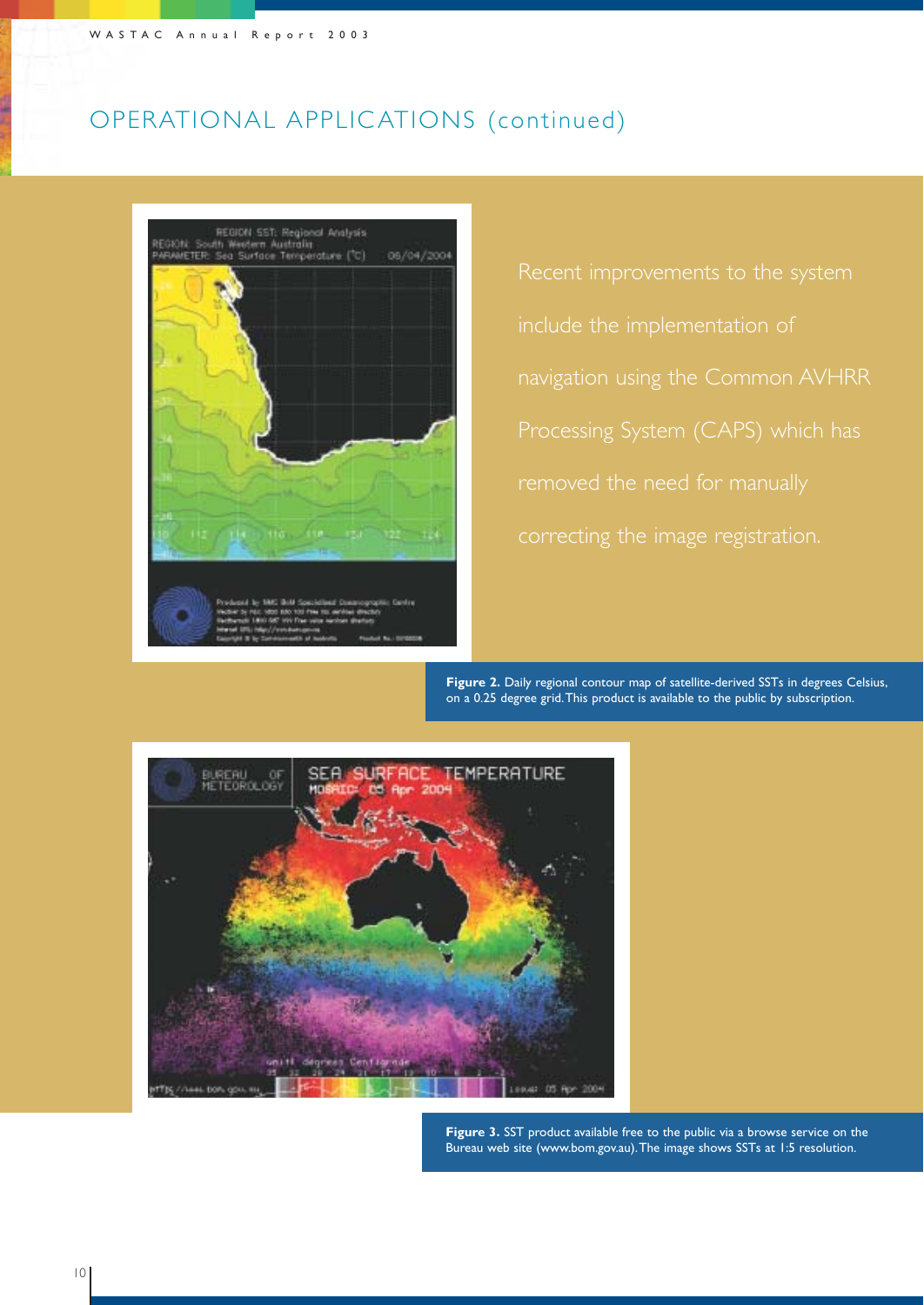# OPERATIONAL APPLICATIONS (continued)

Recent improvements to the system include the implementation of navigation using the Common AVHRR Processing System (CAPS) which has removed the need for manually correcting the image registration.

**Figure 2.** Daily regional contour map of satellite-derived SSTs in degrees Celsius, on a 0.25 degree grid. This product is available to the public by subscription.

**Figure 3.** SST product available free to the public via a browse service on the Bureau web site (www.bom.gov.au). The image shows SSTs at 1:5 resolution.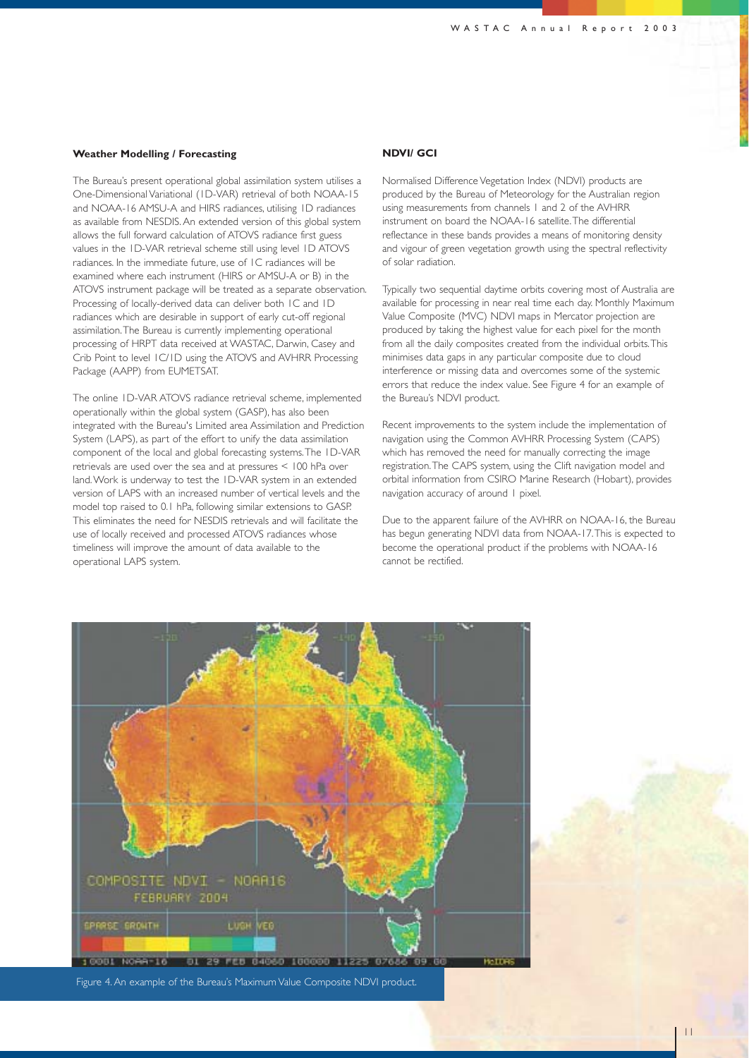#### Weather Modelling / Forecasting

The Bureau's present operational global assimilation system utilises a One-Dimensional Variational (1D-VAR) retrieval of both NOAA-15 and NOAA-16 AMSU-A and HIRS radiances, utilising 1D radiances as available from NESDIS. An extended version of this global system allows the full forward calculation of ATOVS radiance first guess values in the 1D-VAR retrieval scheme still using level 1D ATOVS radiances. In the immediate future, use of 1C radiances will be examined where each instrument (HIRS or AMSU-A or B) in the ATOVS instrument package will be treated as a separate observation. Processing of locally-derived data can deliver both 1C and 1D radiances which are desirable in support of early cut-off regional assimilation. The Bureau is currently implementing operational processing of HRPT data received at WASTAC, Darwin, Casey and Crib Point to level 1C/1D using the ATOVS and AVHRR Processing Package (AAPP) from EUMETSAT.

The online 1D-VAR ATOVS radiance retrieval scheme, implemented operationally within the global system (GASP), has also been integrated with the Bureau's Limited area Assimilation and Prediction System (LAPS), as part of the effort to unify the data assimilation component of the local and global forecasting systems. The 1D-VAR retrievals are used over the sea and at pressures < 100 hPa over land. Work is underway to test the 1D-VAR system in an extended version of LAPS with an increased number of vertical levels and the model top raised to 0.1 hPa, following similar extensions to GASP. This eliminates the need for NESDIS retrievals and will facilitate the use of locally received and processed ATOVS radiances whose timeliness will improve the amount of data available to the operational LAPS system.

#### NDVI/ GCI

Normalised Difference Vegetation Index (NDVI) products are produced by the Bureau of Meteorology for the Australian region using measurements from channels 1 and 2 of the AVHRR instrument on board the NOAA-16 satellite. The differential reflectance in these bands provides a means of monitoring density and vigour of green vegetation growth using the spectral reflectivity of solar radiation.

Typically two sequential daytime orbits covering most of Australia are available for processing in near real time each day. Monthly Maximum Value Composite (MVC) NDVI maps in Mercator projection are produced by taking the highest value for each pixel for the month from all the daily composites created from the individual orbits. This minimises data gaps in any particular composite due to cloud interference or missing data and overcomes some of the systemic errors that reduce the index value. See Figure 4 for an example of the Bureau's NDVI product.

Recent improvements to the system include the implementation of navigation using the Common AVHRR Processing System (CAPS) which has removed the need for manually correcting the image registration. The CAPS system, using the Clift navigation model and orbital information from CSIRO Marine Research (Hobart), provides navigation accuracy of around 1 pixel.

Due to the apparent failure of the AVHRR on NOAA-16, the Bureau has begun generating NDVI data from NOAA-17. This is expected to become the operational product if the problems with NOAA-16 cannot be rectified.

Figure 4. An example of the Bureau's Maximum Value Composite NDVI product.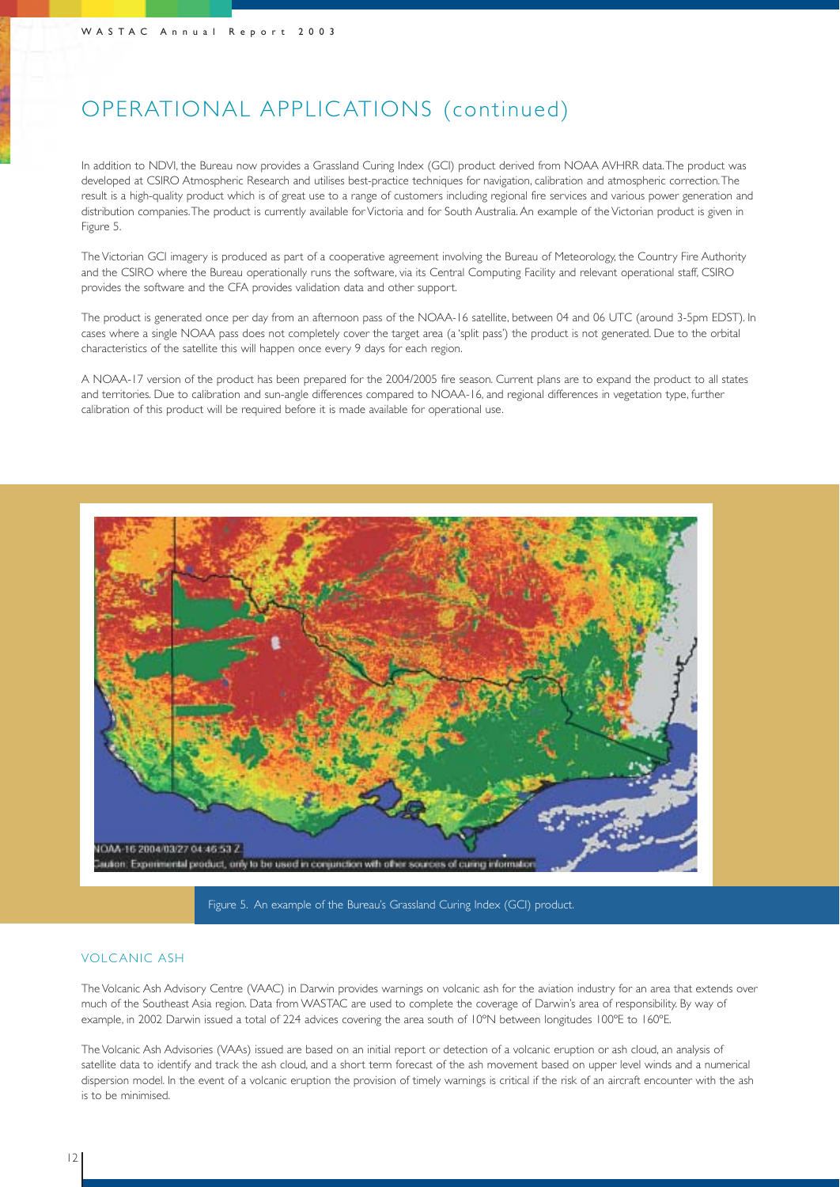# OPERATIONAL APPLICATIONS (continued)

In addition to NDVI, the Bureau now provides a Grassland Curing Index (GCI) product derived from NOAA AVHRR data. The product was developed at CSIRO Atmospheric Research and utilises best-practice techniques for navigation, calibration and atmospheric correction. The result is a high-quality product which is of great use to a range of customers including regional fire services and various power generation and distribution companies. The product is currently available for Victoria and for South Australia. An example of the Victorian product is given in Figure 5.

The Victorian GCI imagery is produced as part of a cooperative agreement involving the Bureau of Meteorology, the Country Fire Authority and the CSIRO where the Bureau operationally runs the software, via its Central Computing Facility and relevant operational staff, CSIRO provides the software and the CFA provides validation data and other support.

The product is generated once per day from an afternoon pass of the NOAA-16 satellite, between 04 and 06 UTC (around 3-5pm EDST). In cases where a single NOAA pass does not completely cover the target area (a 'split pass') the product is not generated. Due to the orbital characteristics of the satellite this will happen once every 9 days for each region.

A NOAA-17 version of the product has been prepared for the 2004/2005 fire season. Current plans are to expand the product to all states and territories. Due to calibration and sun-angle differences compared to NOAA-16, and regional differences in vegetation type, further calibration of this product will be required before it is made available for operational use.

Figure 5. An example of the Bureau's Grassland Curing Index (GCI) product.

## VOLCANIC ASH

The Volcanic Ash Advisory Centre (VAAC) in Darwin provides warnings on volcanic ash for the aviation industry for an area that extends over much of the Southeast Asia region. Data from WASTAC are used to complete the coverage of Darwin's area of responsibility. By way of example, in 2002 Darwin issued a total of 224 advices covering the area south of 10°N between longitudes 100°E to 160°E.

The Volcanic Ash Advisories (VAAs) issued are based on an initial report or detection of a volcanic eruption or ash cloud, an analysis of satellite data to identify and track the ash cloud, and a short term forecast of the ash movement based on upper level winds and a numerical dispersion model. In the event of a volcanic eruption the provision of timely warnings is critical if the risk of an aircraft encounter with the ash is to be minimised.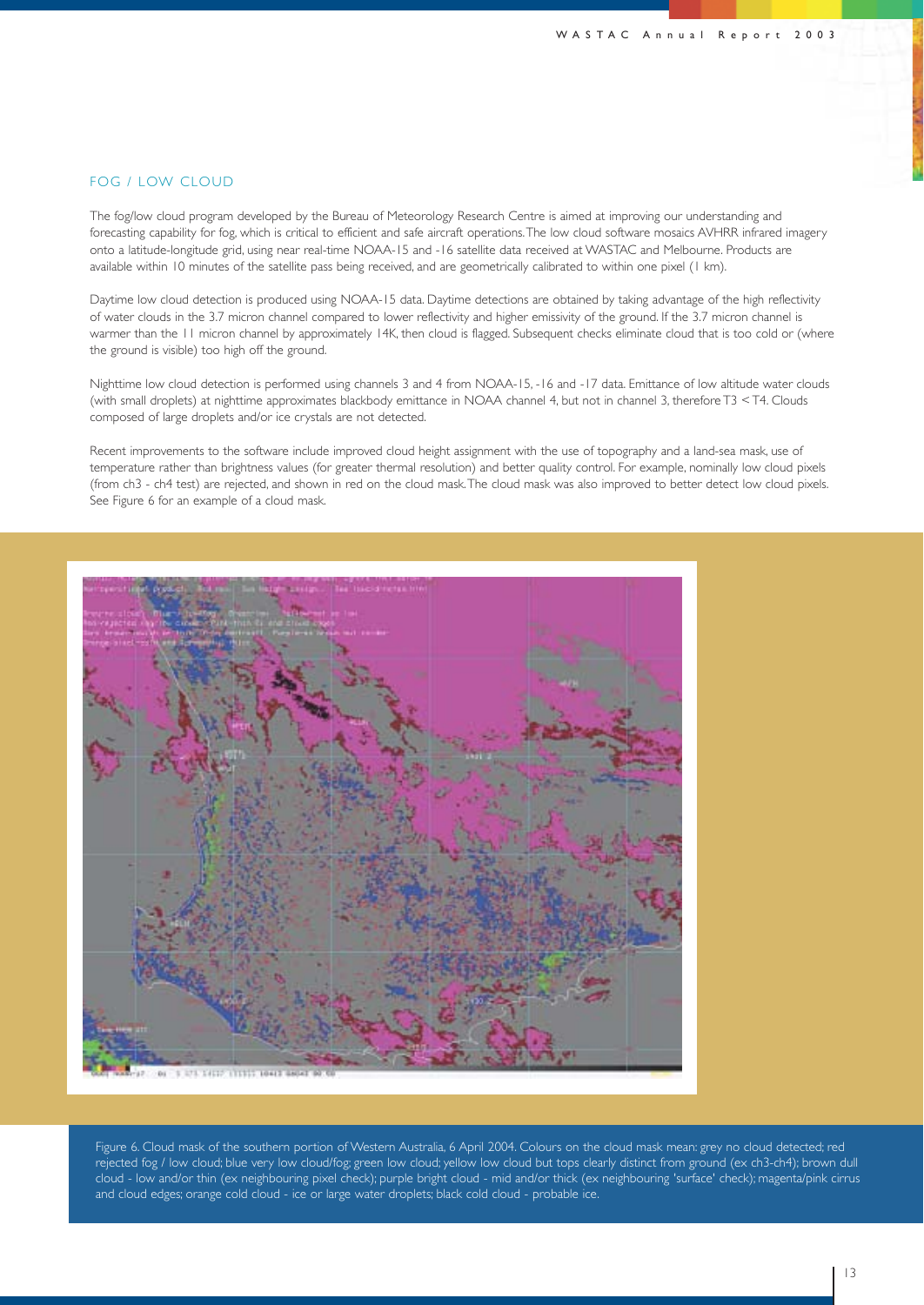## FOG / LOW CLOUD

The fog/low cloud program developed by the Bureau of Meteorology Research Centre is aimed at improving our understanding and forecasting capability for fog, which is critical to efficient and safe aircraft operations. The low cloud software mosaics AVHRR infrared imagery onto a latitude-longitude grid, using near real-time NOAA-15 and -16 satellite data received at WASTAC and Melbourne. Products are available within 10 minutes of the satellite pass being received, and are geometrically calibrated to within one pixel (1 km).

Daytime low cloud detection is produced using NOAA-15 data. Daytime detections are obtained by taking advantage of the high reflectivity of water clouds in the 3.7 micron channel compared to lower reflectivity and higher emissivity of the ground. If the 3.7 micron channel is warmer than the 11 micron channel by approximately 14K, then cloud is flagged. Subsequent checks eliminate cloud that is too cold or (where the ground is visible) too high off the ground.

Nighttime low cloud detection is performed using channels 3 and 4 from NOAA-15, -16 and -17 data. Emittance of low altitude water clouds (with small droplets) at nighttime approximates blackbody emittance in NOAA channel 4, but not in channel 3, therefore $T3 < T4$. Clouds composed of large droplets and/or ice crystals are not detected.

Recent improvements to the software include improved cloud height assignment with the use of topography and a land-sea mask, use of temperature rather than brightness values (for greater thermal resolution) and better quality control. For example, nominally low cloud pixels (from ch3 - ch4 test) are rejected, and shown in red on the cloud mask. The cloud mask was also improved to better detect low cloud pixels. See Figure 6 for an example of a cloud mask.

Figure 6. Cloud mask of the southern portion of Western Australia, 6 April 2004. Colours on the cloud mask mean: grey no cloud detected; red rejected fog / low cloud; blue very low cloud/fog; green low cloud; yellow low cloud but tops clearly distinct from ground (ex ch3-ch4); brown dull cloud - low and/or thin (ex neighbouring pixel check); purple bright cloud - mid and/or thick (ex neighbouring 'surface' check); magenta/pink cirrus and cloud edges; orange cold cloud - ice or large water droplets; black cold cloud - probable ice.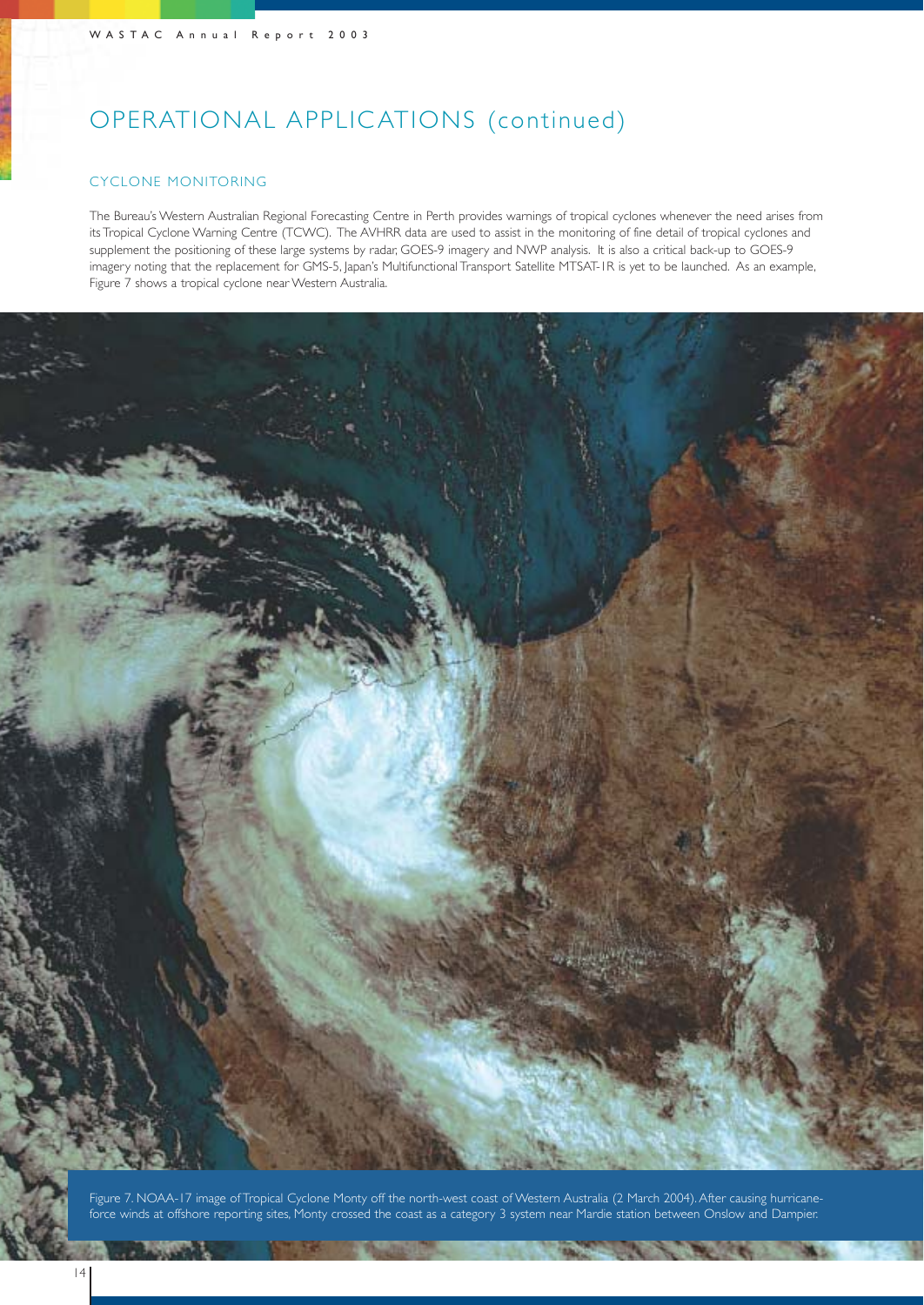# OPERATIONAL APPLICATIONS (continued)

## CYCLONE MONITORING

The Bureau's Western Australian Regional Forecasting Centre in Perth provides warnings of tropical cyclones whenever the need arises from its Tropical Cyclone Warning Centre (TCWC). The AVHRR data are used to assist in the monitoring of fine detail of tropical cyclones and supplement the positioning of these large systems by radar, GOES-9 imagery and NWP analysis. It is also a critical back-up to GOES-9 imagery noting that the replacement for GMS-5, Japan's Multifunctional Transport Satellite MTSAT-1R is yet to be launched. As an example, Figure 7 shows a tropical cyclone near Western Australia.

Figure 7. NOAA-17 image of Tropical Cyclone Monty off the north-west coast of Western Australia (2 March 2004). After causing hurricane-force winds at offshore reporting sites, Monty crossed the coast as a category 3 system near Mardie station between Onslow and Dampier.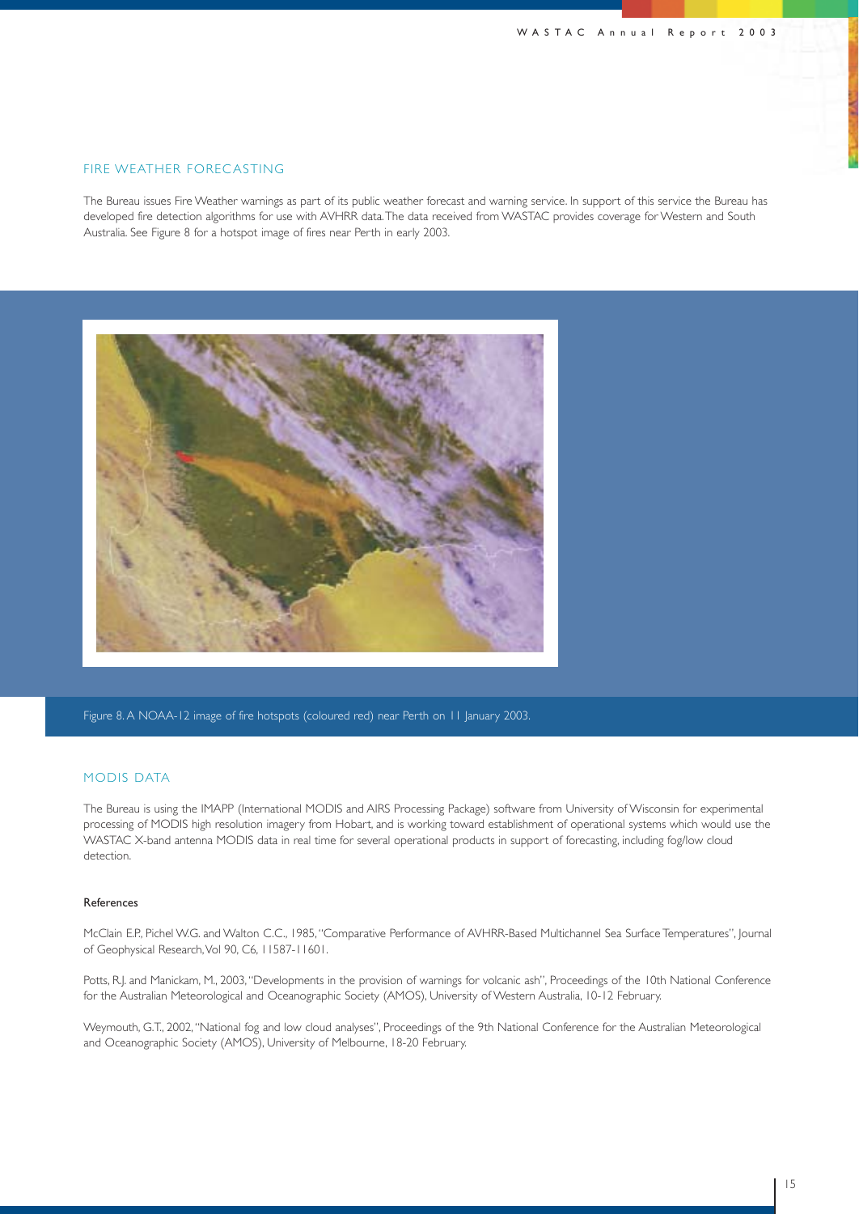## FIRE WEATHER FORECASTING

The Bureau issues Fire Weather warnings as part of its public weather forecast and warning service. In support of this service the Bureau has developed fire detection algorithms for use with AVHRR data. The data received from WASTAC provides coverage for Western and South Australia. See Figure 8 for a hotspot image of fires near Perth in early 2003.

Figure 8. A NOAA-12 image of fire hotspots (coloured red) near Perth on 11 January 2003.

## MODIS DATA

The Bureau is using the IMAPP (International MODIS and AIRS Processing Package) software from University of Wisconsin for experimental processing of MODIS high resolution imagery from Hobart, and is working toward establishment of operational systems which would use the WASTAC X-band antenna MODIS data in real time for several operational products in support of forecasting, including fog/low cloud detection.

#### References

McClain E.P., Pichel W.G. and Walton C.C., 1985, "Comparative Performance of AVHRR-Based Multichannel Sea Surface Temperatures", Journal of Geophysical Research, Vol 90, C6, 11587-11601.

Potts, R.J. and Manickam, M., 2003, "Developments in the provision of warnings for volcanic ash", Proceedings of the 10th National Conference for the Australian Meteorological and Oceanographic Society (AMOS), University of Western Australia, 10-12 February.

Weymouth, G.T., 2002, "National fog and low cloud analyses", Proceedings of the 9th National Conference for the Australian Meteorological and Oceanographic Society (AMOS), University of Melbourne, 18-20 February.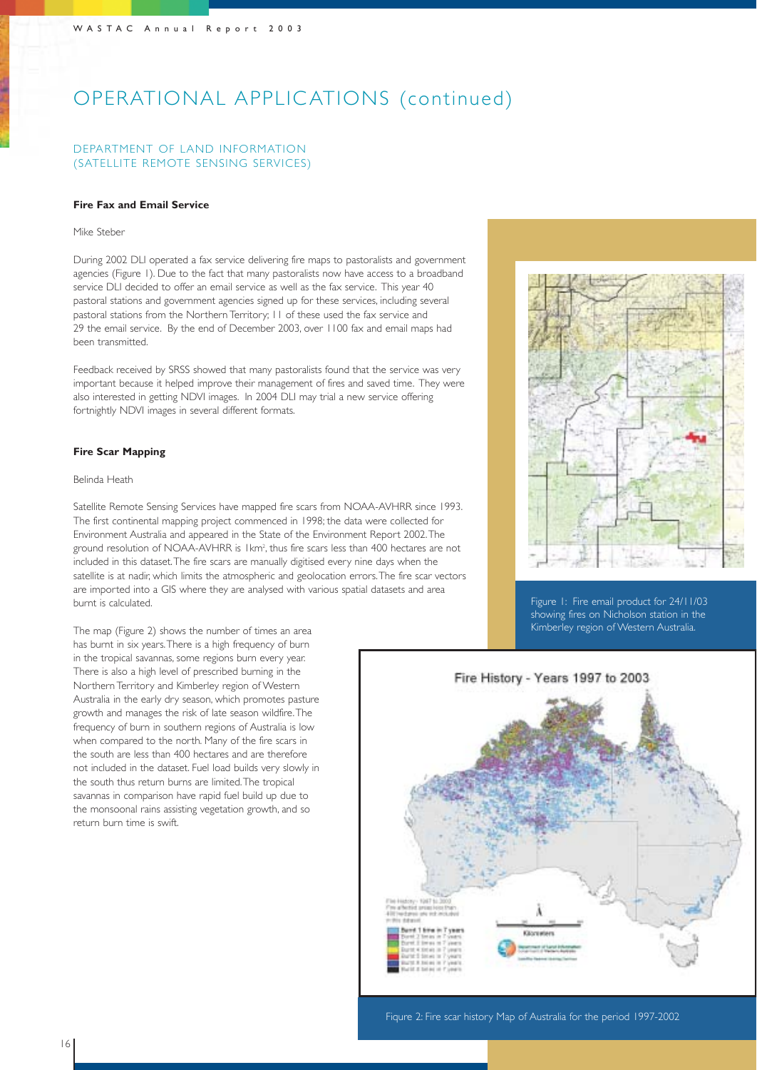# OPERATIONAL APPLICATIONS (continued)

## DEPARTMENT OF LAND INFORMATION (SATELLITE REMOTE SENSING SERVICES)

### Fire Fax and Email Service

Mike Steber

During 2002 DLI operated a fax service delivering fire maps to pastoralists and government agencies (Figure 1). Due to the fact that many pastoralists now have access to a broadband service DLI decided to offer an email service as well as the fax service. This year 40 pastoral stations and government agencies signed up for these services, including several pastoral stations from the Northern Territory; 11 of these used the fax service and 29 the email service. By the end of December 2003, over 1100 fax and email maps had been transmitted.

Feedback received by SRSS showed that many pastoralists found that the service was very important because it helped improve their management of fires and saved time. They were also interested in getting NDVI images. In 2004 DLI may trial a new service offering fortnightly NDVI images in several different formats.

### Fire Scar Mapping

Belinda Heath

Satellite Remote Sensing Services have mapped fire scars from NOAA-AVHRR since 1993. The first continental mapping project commenced in 1998; the data were collected for Environment Australia and appeared in the State of the Environment Report 2002. The ground resolution of NOAA-AVHRR is 1km², thus fire scars less than 400 hectares are not included in this dataset. The fire scars are manually digitised every nine days when the satellite is at nadir, which limits the atmospheric and geolocation errors. The fire scar vectors are imported into a GIS where they are analysed with various spatial datasets and area burnt is calculated.

The map (Figure 2) shows the number of times an area has burnt in six years. There is a high frequency of burn in the tropical savannas, some regions burn every year. There is also a high level of prescribed burning in the Northern Territory and Kimberley region of Western Australia in the early dry season, which promotes pasture growth and manages the risk of late season wildfire. The frequency of burn in southern regions of Australia is low when compared to the north. Many of the fire scars in the south are less than 400 hectares and are therefore not included in the dataset. Fuel load builds very slowly in the south thus return burns are limited. The tropical savannas in comparison have rapid fuel build up due to the monsoonal rains assisting vegetation growth, and so return burn time is swift.

Figure 1: Fire email product for 24/11/03 showing fires on Nicholson station in the Kimberley region of Western Australia.

Figure 2: Fire scar history Map of Australia for the period 1997-2002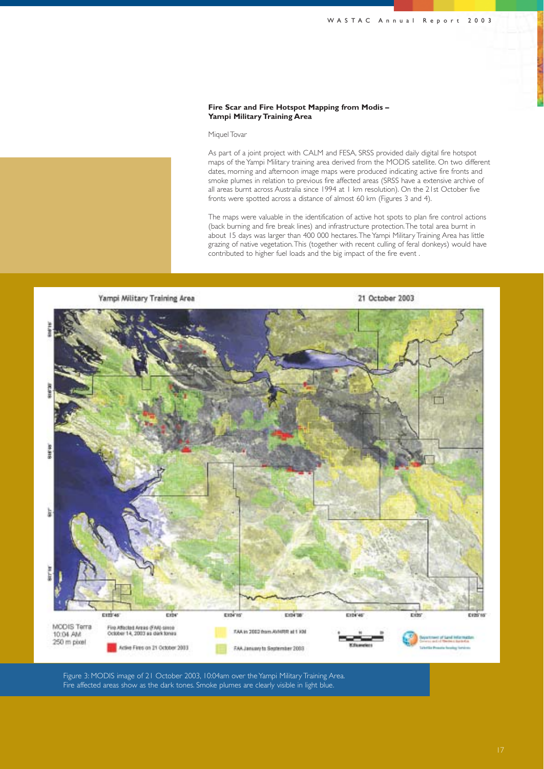**Fire Scar and Fire Hotspot Mapping from Modis – Yampi Military Training Area**

Miquel Tovar

As part of a joint project with CALM and FESA, SRSS provided daily digital fire hotspot maps of the Yampi Military training area derived from the MODIS satellite. On two different dates, morning and afternoon image maps were produced indicating active fire fronts and smoke plumes in relation to previous fire affected areas (SRSS have a extensive archive of all areas burnt across Australia since 1994 at 1 km resolution). On the 21st October five fronts were spotted across a distance of almost 60 km (Figures 3 and 4).

The maps were valuable in the identification of active hot spots to plan fire control actions (back burning and fire break lines) and infrastructure protection. The total area burnt in about 15 days was larger than 400 000 hectares. The Yampi Military Training Area has little grazing of native vegetation. This (together with recent culling of feral donkeys) would have contributed to higher fuel loads and the big impact of the fire event .

Figure 3: MODIS image of 21 October 2003, 10:04am over the Yampi Military Training Area. Fire affected areas show as the dark tones. Smoke plumes are clearly visible in light blue.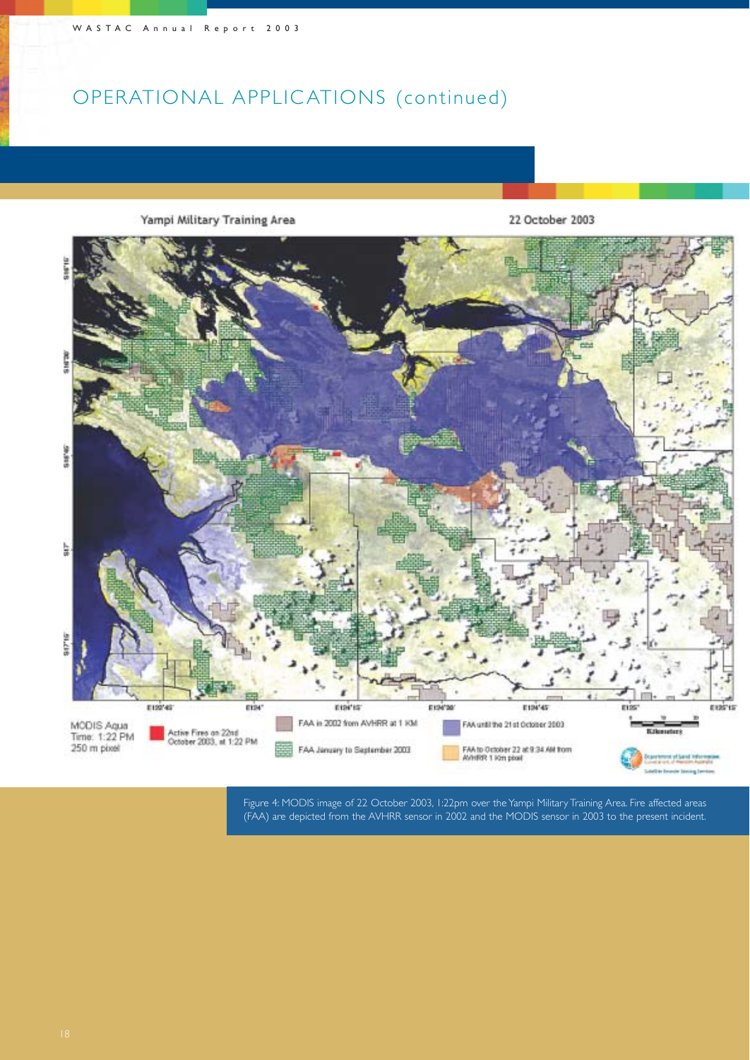# OPERATIONAL APPLICATIONS (continued)

Figure 4: MODIS image of 22 October 2003, 1:22pm over the Yampi Military Training Area. Fire affected areas (FAA) are depicted from the AVHRR sensor in 2002 and the MODIS sensor in 2003 to the present incident.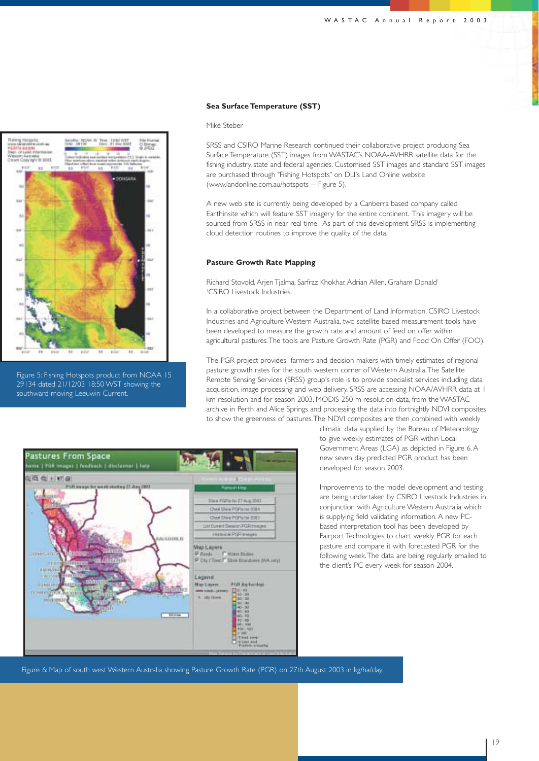## Sea Surface Temperature (SST)

Mike Steber

SRSS and CSIRO Marine Research continued their collaborative project producing Sea Surface Temperature (SST) images from WASTAC's NOAA-AVHRR satellite data for the fishing industry, state and federal agencies. Customised SST images and standard SST images are purchased through "Fishing Hotspots" on DLI's Land Online website (www.landonline.com.au/hotspots -- Figure 5).

A new web site is currently being developed by a Canberra based company called Earthinsite which will feature SST imagery for the entire continent. This imagery will be sourced from SRSS in near real time. As part of this development SRSS is implementing cloud detection routines to improve the quality of the data.

Figure 5: Fishing Hotspots product from NOAA 15 29134 dated 21/12/03 18:50 WST showing the southward-moving Leeuwin Current.

## Pasture Growth Rate Mapping

Richard Stovold, Arjen Tjalma, Sarfraz Khokhar, Adrian Allen, Graham Donald[1]
[1]CSIRO Livestock Industries.

In a collaborative project between the Department of Land Information, CSIRO Livestock Industries and Agriculture Western Australia, two satellite-based measurement tools have been developed to measure the growth rate and amount of feed on offer within agricultural pastures. The tools are Pasture Growth Rate (PGR) and Food On Offer (FOO).

The PGR project provides farmers and decision makers with timely estimates of regional pasture growth rates for the south western corner of Western Australia. The Satellite Remote Sensing Services (SRSS) group's role is to provide specialist services including data acquisition, image processing and web delivery. SRSS are accessing NOAA/AVHRR data at 1 km resolution and for season 2003, MODIS 250 m resolution data, from the WASTAC archive in Perth and Alice Springs and processing the data into fortnightly NDVI composites to show the greenness of pastures. The NDVI composites are then combined with weekly climatic data supplied by the Bureau of Meteorology to give weekly estimates of PGR within Local Government Areas (LGA) as depicted in Figure 6. A new seven day predicted PGR product has been developed for season 2003.

Improvements to the model development and testing are being undertaken by CSIRO Livestock Industries in conjunction with Agriculture Western Australia which is supplying field validating information. A new PC-based interpretation tool has been developed by Fairport Technologies to chart weekly PGR for each pasture and compare it with forecasted PGR for the following week. The data are being regularly emailed to the client's PC every week for season 2004.

Figure 6: Map of south west Western Australia showing Pasture Growth Rate (PGR) on 27th August 2003 in kg/ha/day.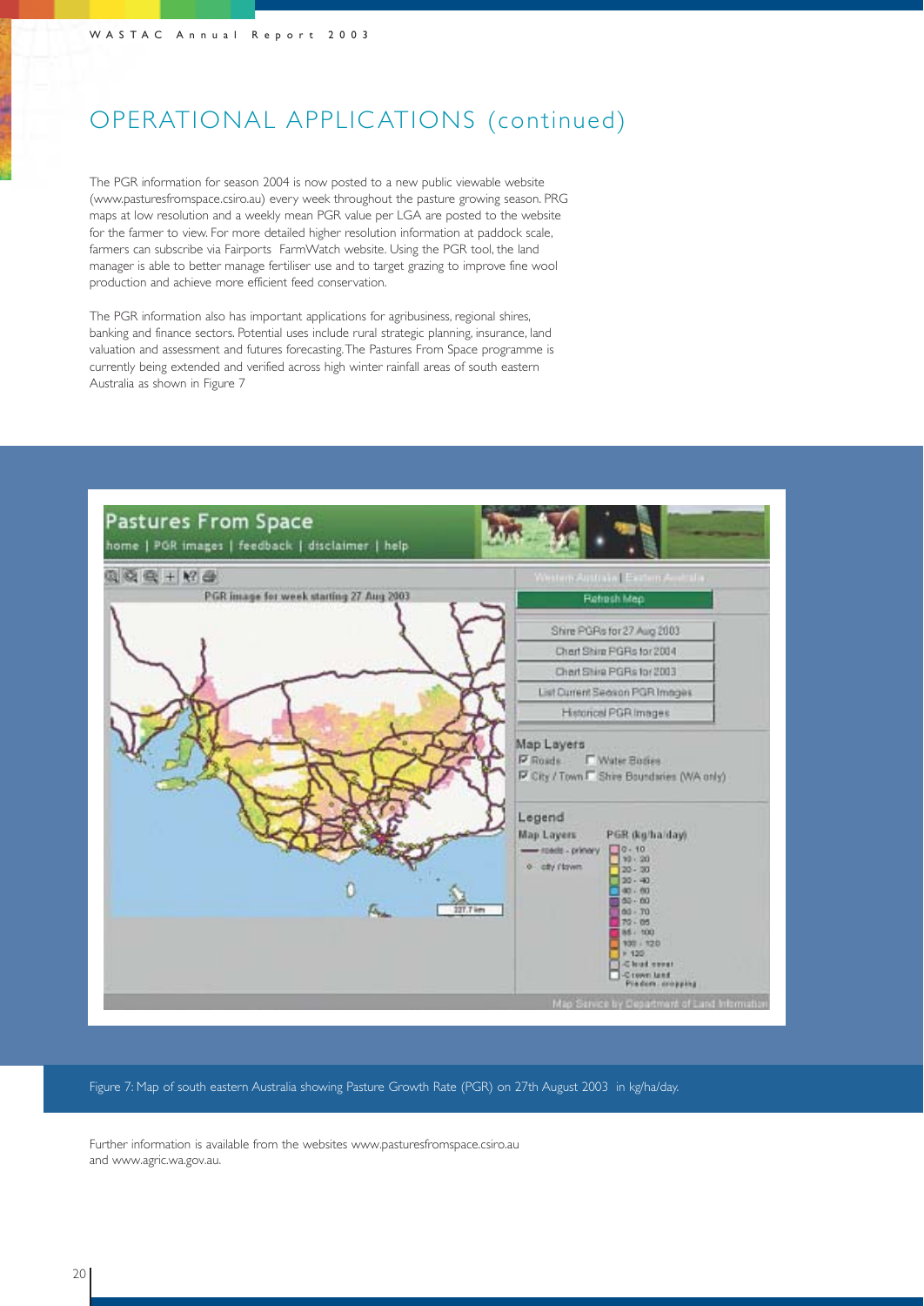# OPERATIONAL APPLICATIONS (continued)

The PGR information for season 2004 is now posted to a new public viewable website (www.pasturesfromspace.csiro.au) every week throughout the pasture growing season. PRG maps at low resolution and a weekly mean PGR value per LGA are posted to the website for the farmer to view. For more detailed higher resolution information at paddock scale, farmers can subscribe via Fairports FarmWatch website. Using the PGR tool, the land manager is able to better manage fertiliser use and to target grazing to improve fine wool production and achieve more efficient feed conservation.

The PGR information also has important applications for agribusiness, regional shires, banking and finance sectors. Potential uses include rural strategic planning, insurance, land valuation and assessment and futures forecasting. The Pastures From Space programme is currently being extended and verified across high winter rainfall areas of south eastern Australia as shown in Figure 7

Figure 7: Map of south eastern Australia showing Pasture Growth Rate (PGR) on 27th August 2003 in kg/ha/day.

Further information is available from the websites www.pasturesfromspace.csiro.au and www.agric.wa.gov.au.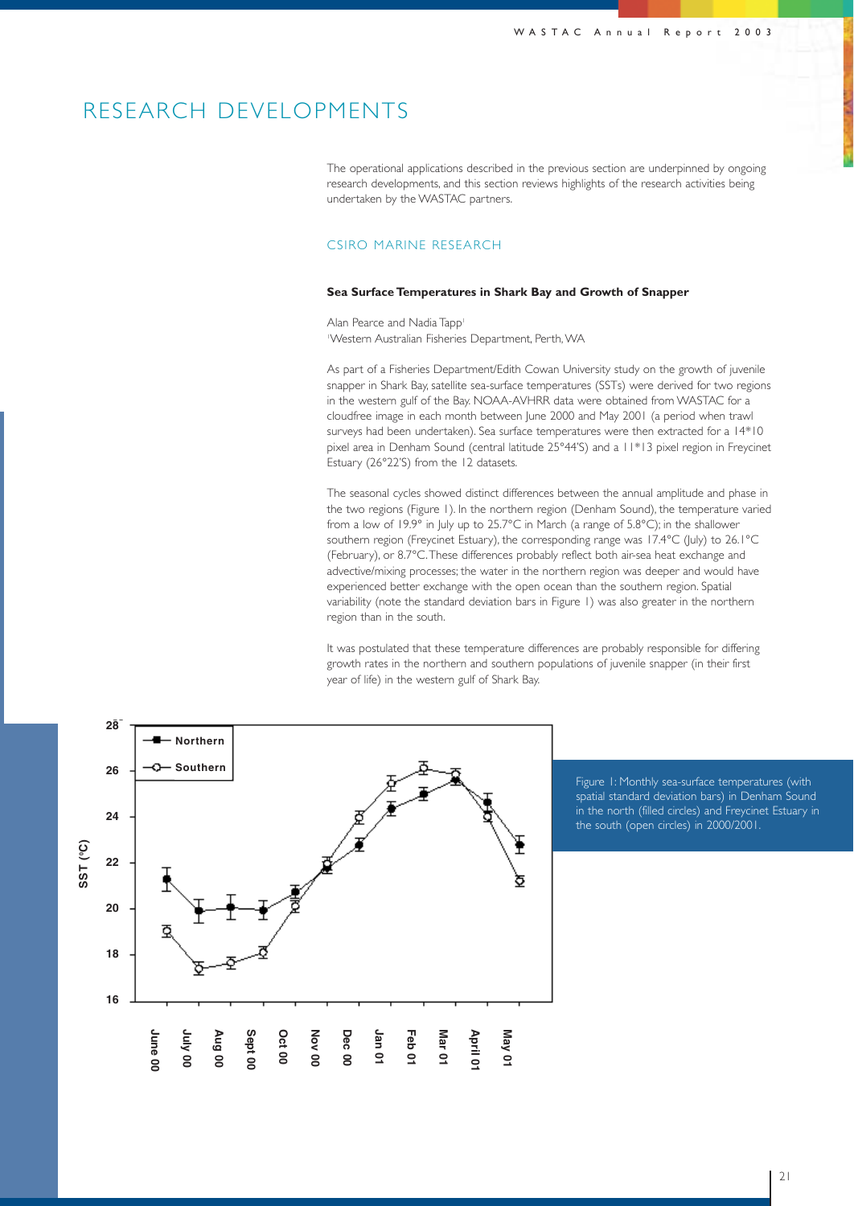# RESEARCH DEVELOPMENTS

The operational applications described in the previous section are underpinned by ongoing research developments, and this section reviews highlights of the research activities being undertaken by the WASTAC partners.

## CSIRO MARINE RESEARCH

### Sea Surface Temperatures in Shark Bay and Growth of Snapper

Alan Pearce and Nadia Tapp[1]

[1]Western Australian Fisheries Department, Perth, WA

As part of a Fisheries Department/Edith Cowan University study on the growth of juvenile snapper in Shark Bay, satellite sea-surface temperatures (SSTs) were derived for two regions in the western gulf of the Bay. NOAA-AVHRR data were obtained from WASTAC for a cloudfree image in each month between June 2000 and May 2001 (a period when trawl surveys had been undertaken). Sea surface temperatures were then extracted for a 14*10 pixel area in Denham Sound (central latitude 25°44'S) and a 11*13 pixel region in Freycinet Estuary (26°22'S) from the 12 datasets.

The seasonal cycles showed distinct differences between the annual amplitude and phase in the two regions (Figure 1). In the northern region (Denham Sound), the temperature varied from a low of 19.9° in July up to 25.7°C in March (a range of 5.8°C); in the shallower southern region (Freycinet Estuary), the corresponding range was 17.4°C (July) to 26.1°C (February), or 8.7°C. These differences probably reflect both air-sea heat exchange and advective/mixing processes; the water in the northern region was deeper and would have experienced better exchange with the open ocean than the southern region. Spatial variability (note the standard deviation bars in Figure 1) was also greater in the northern region than in the south.

It was postulated that these temperature differences are probably responsible for differing growth rates in the northern and southern populations of juvenile snapper (in their first year of life) in the western gulf of Shark Bay.

Figure 1: Monthly sea-surface temperatures (with spatial standard deviation bars) in Denham Sound in the north (filled circles) and Freycinet Estuary in the south (open circles) in 2000/2001.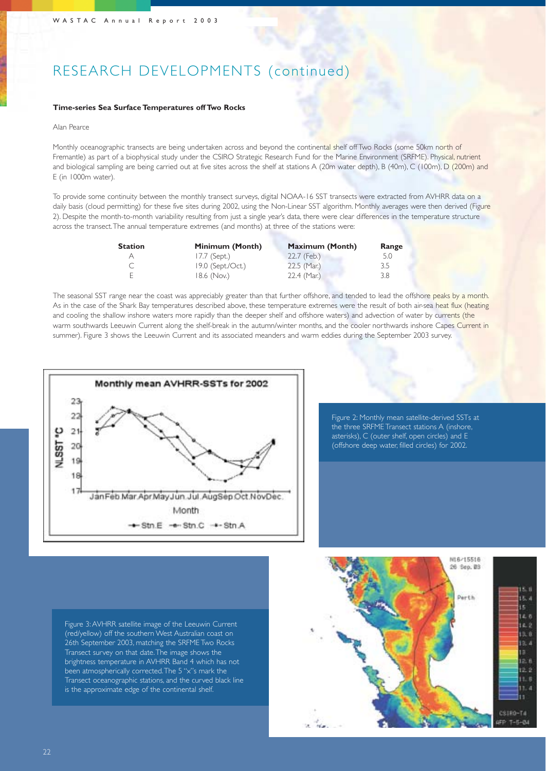# RESEARCH DEVELOPMENTS (continued)

### Time-series Sea Surface Temperatures off Two Rocks

Alan Pearce

Monthly oceanographic transects are being undertaken across and beyond the continental shelf off Two Rocks (some 50km north of Fremantle) as part of a biophysical study under the CSIRO Strategic Research Fund for the Marine Environment (SRFME). Physical, nutrient and biological sampling are being carried out at five sites across the shelf at stations A (20m water depth), B (40m), C (100m), D (200m) and E (in 1000m water).

To provide some continuity between the monthly transect surveys, digital NOAA-16 SST transects were extracted from AVHRR data on a daily basis (cloud permitting) for these five sites during 2002, using the Non-Linear SST algorithm. Monthly averages were then derived (Figure 2). Despite the month-to-month variability resulting from just a single year's data, there were clear differences in the temperature structure across the transect. The annual temperature extremes (and months) at three of the stations were:

| Station | Minimum (Month) | Maximum (Month) | Range |
|---|---|---|---|
| A | 17.7 (Sept.) | 22.7 (Feb.) | 5.0 |
| C | 19.0 (Sept./Oct.) | 22.5 (Mar.) | 3.5 |
| E | 18.6 (Nov.) | 22.4 (Mar.) | 3.8 |

The seasonal SST range near the coast was appreciably greater than that further offshore, and tended to lead the offshore peaks by a month. As in the case of the Shark Bay temperatures described above, these temperature extremes were the result of both air-sea heat flux (heating and cooling the shallow inshore waters more rapidly than the deeper shelf and offshore waters) and advection of water by currents (the warm southwards Leeuwin Current along the shelf-break in the autumn/winter months, and the cooler northwards inshore Capes Current in summer). Figure 3 shows the Leeuwin Current and its associated meanders and warm eddies during the September 2003 survey.

Figure 2: Monthly mean satellite-derived SSTs at the three SRFME Transect stations A (inshore, asterisks), C (outer shelf, open circles) and E (offshore deep water, filled circles) for 2002.

Figure 3: AVHRR satellite image of the Leeuwin Current (red/yellow) off the southern West Australian coast on 26th September 2003, matching the SRFME Two Rocks Transect survey on that date. The image shows the brightness temperature in AVHRR Band 4 which has not been atmospherically corrected. The 5 "x"s mark the Transect oceanographic stations, and the curved black line is the approximate edge of the continental shelf.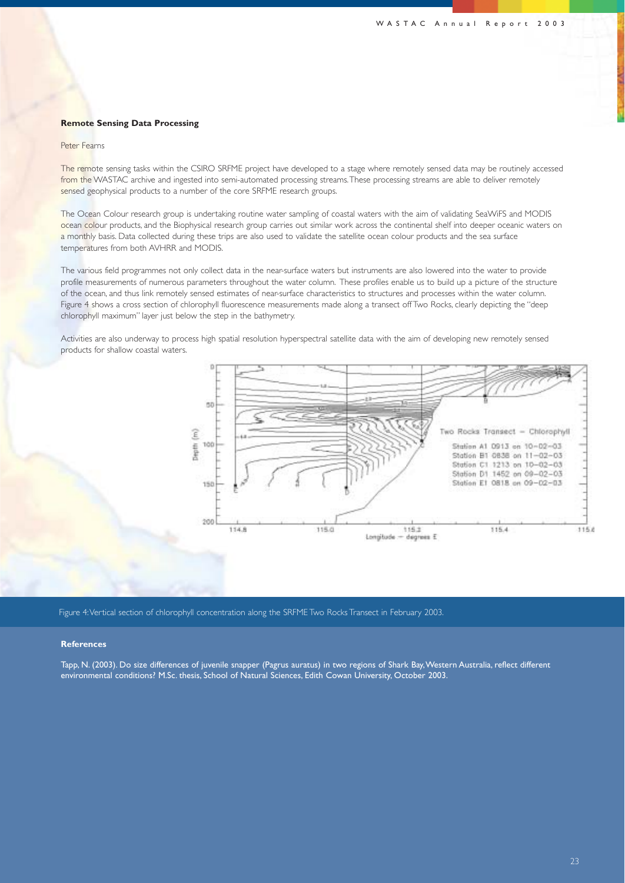## Remote Sensing Data Processing

Peter Fearns

The remote sensing tasks within the CSIRO SRFME project have developed to a stage where remotely sensed data may be routinely accessed from the WASTAC archive and ingested into semi-automated processing streams. These processing streams are able to deliver remotely sensed geophysical products to a number of the core SRFME research groups.

The Ocean Colour research group is undertaking routine water sampling of coastal waters with the aim of validating SeaWiFS and MODIS ocean colour products, and the Biophysical research group carries out similar work across the continental shelf into deeper oceanic waters on a monthly basis. Data collected during these trips are also used to validate the satellite ocean colour products and the sea surface temperatures from both AVHRR and MODIS.

The various field programmes not only collect data in the near-surface waters but instruments are also lowered into the water to provide profile measurements of numerous parameters throughout the water column. These profiles enable us to build up a picture of the structure of the ocean, and thus link remotely sensed estimates of near-surface characteristics to structures and processes within the water column. Figure 4 shows a cross section of chlorophyll fluorescence measurements made along a transect off Two Rocks, clearly depicting the "deep chlorophyll maximum" layer just below the step in the bathymetry.

Activities are also underway to process high spatial resolution hyperspectral satellite data with the aim of developing new remotely sensed products for shallow coastal waters.

Figure 4: Vertical section of chlorophyll concentration along the SRFME Two Rocks Transect in February 2003.

### References

Tapp, N. (2003). Do size differences of juvenile snapper (Pagrus auratus) in two regions of Shark Bay, Western Australia, reflect different environmental conditions? M.Sc. thesis, School of Natural Sciences, Edith Cowan University, October 2003.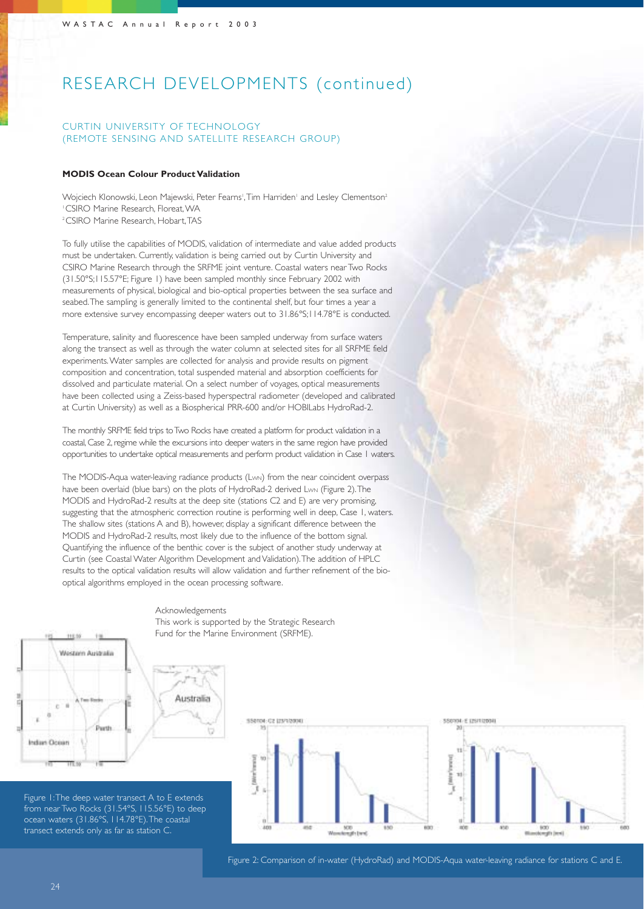# RESEARCH DEVELOPMENTS (continued)

## CURTIN UNIVERSITY OF TECHNOLOGY (REMOTE SENSING AND SATELLITE RESEARCH GROUP)

### MODIS Ocean Colour Product Validation

Wojciech Klonowski, Leon Majewski, Peter Fearns[1], Tim Harriden[1] and Lesley Clementson[2]
[1] CSIRO Marine Research, Floreat, WA
[2] CSIRO Marine Research, Hobart, TAS

To fully utilise the capabilities of MODIS, validation of intermediate and value added products must be undertaken. Currently, validation is being carried out by Curtin University and CSIRO Marine Research through the SRFME joint venture. Coastal waters near Two Rocks (31.50°S;115.57°E; Figure 1) have been sampled monthly since February 2002 with measurements of physical, biological and bio-optical properties between the sea surface and seabed. The sampling is generally limited to the continental shelf, but four times a year a more extensive survey encompassing deeper waters out to 31.86°S;114.78°E is conducted.

Temperature, salinity and fluorescence have been sampled underway from surface waters along the transect as well as through the water column at selected sites for all SRFME field experiments. Water samples are collected for analysis and provide results on pigment composition and concentration, total suspended material and absorption coefficients for dissolved and particulate material. On a select number of voyages, optical measurements have been collected using a Zeiss-based hyperspectral radiometer (developed and calibrated at Curtin University) as well as a Biospherical PRR-600 and/or HOBILabs HydroRad-2.

The monthly SRFME field trips to Two Rocks have created a platform for product validation in a coastal, Case 2, regime while the excursions into deeper waters in the same region have provided opportunities to undertake optical measurements and perform product validation in Case 1 waters.

The MODIS-Aqua water-leaving radiance products ($L_{WN}$) from the near coincident overpass have been overlaid (blue bars) on the plots of HydroRad-2 derived $L_{WN}$ (Figure 2). The MODIS and HydroRad-2 results at the deep site (stations C2 and E) are very promising, suggesting that the atmospheric correction routine is performing well in deep, Case 1, waters. The shallow sites (stations A and B), however, display a significant difference between the MODIS and HydroRad-2 results, most likely due to the influence of the bottom signal. Quantifying the influence of the benthic cover is the subject of another study underway at Curtin (see Coastal Water Algorithm Development and Validation). The addition of HPLC results to the optical validation results will allow validation and further refinement of the bio-optical algorithms employed in the ocean processing software.

Acknowledgements
This work is supported by the Strategic Research Fund for the Marine Environment (SRFME).

Figure 1: The deep water transect A to E extends from near Two Rocks (31.54°S, 115.56°E) to deep ocean waters (31.86°S, 114.78°E). The coastal transect extends only as far as station C.

Figure 2: Comparison of in-water (HydroRad) and MODIS-Aqua water-leaving radiance for stations C and E.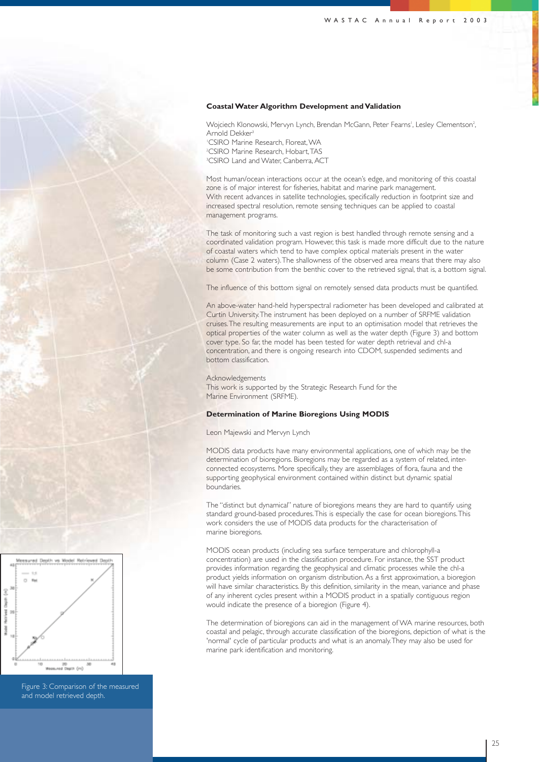### Coastal Water Algorithm Development and Validation

Wojciech Klonowski, Mervyn Lynch, Brendan McGann, Peter Fearns[1], Lesley Clementson[2], Arnold Dekker[3]

[1]CSIRO Marine Research, Floreat, WA
[2]CSIRO Marine Research, Hobart, TAS
[3]CSIRO Land and Water, Canberra, ACT

Most human/ocean interactions occur at the ocean's edge, and monitoring of this coastal zone is of major interest for fisheries, habitat and marine park management. With recent advances in satellite technologies, specifically reduction in footprint size and increased spectral resolution, remote sensing techniques can be applied to coastal management programs.

The task of monitoring such a vast region is best handled through remote sensing and a coordinated validation program. However, this task is made more difficult due to the nature of coastal waters which tend to have complex optical materials present in the water column (Case 2 waters). The shallowness of the observed area means that there may also be some contribution from the benthic cover to the retrieved signal, that is, a bottom signal.

The influence of this bottom signal on remotely sensed data products must be quantified.

An above-water hand-held hyperspectral radiometer has been developed and calibrated at Curtin University. The instrument has been deployed on a number of SRFME validation cruises. The resulting measurements are input to an optimisation model that retrieves the optical properties of the water column as well as the water depth (Figure 3) and bottom cover type. So far, the model has been tested for water depth retrieval and chl-a concentration, and there is ongoing research into CDOM, suspended sediments and bottom classification.

Acknowledgements
This work is supported by the Strategic Research Fund for the Marine Environment (SRFME).

Figure 3: Comparison of the measured and model retrieved depth.

### Determination of Marine Bioregions Using MODIS

Leon Majewski and Mervyn Lynch

MODIS data products have many environmental applications, one of which may be the determination of bioregions. Bioregions may be regarded as a system of related, inter-connected ecosystems. More specifically, they are assemblages of flora, fauna and the supporting geophysical environment contained within distinct but dynamic spatial boundaries.

The "distinct but dynamical" nature of bioregions means they are hard to quantify using standard ground-based procedures. This is especially the case for ocean bioregions. This work considers the use of MODIS data products for the characterisation of marine bioregions.

MODIS ocean products (including sea surface temperature and chlorophyll-a concentration) are used in the classification procedure. For instance, the SST product provides information regarding the geophysical and climatic processes while the chl-a product yields information on organism distribution. As a first approximation, a bioregion will have similar characteristics. By this definition, similarity in the mean, variance and phase of any inherent cycles present within a MODIS product in a spatially contiguous region would indicate the presence of a bioregion (Figure 4).

The determination of bioregions can aid in the management of WA marine resources, both coastal and pelagic, through accurate classification of the bioregions, depiction of what is the 'normal' cycle of particular products and what is an anomaly. They may also be used for marine park identification and monitoring.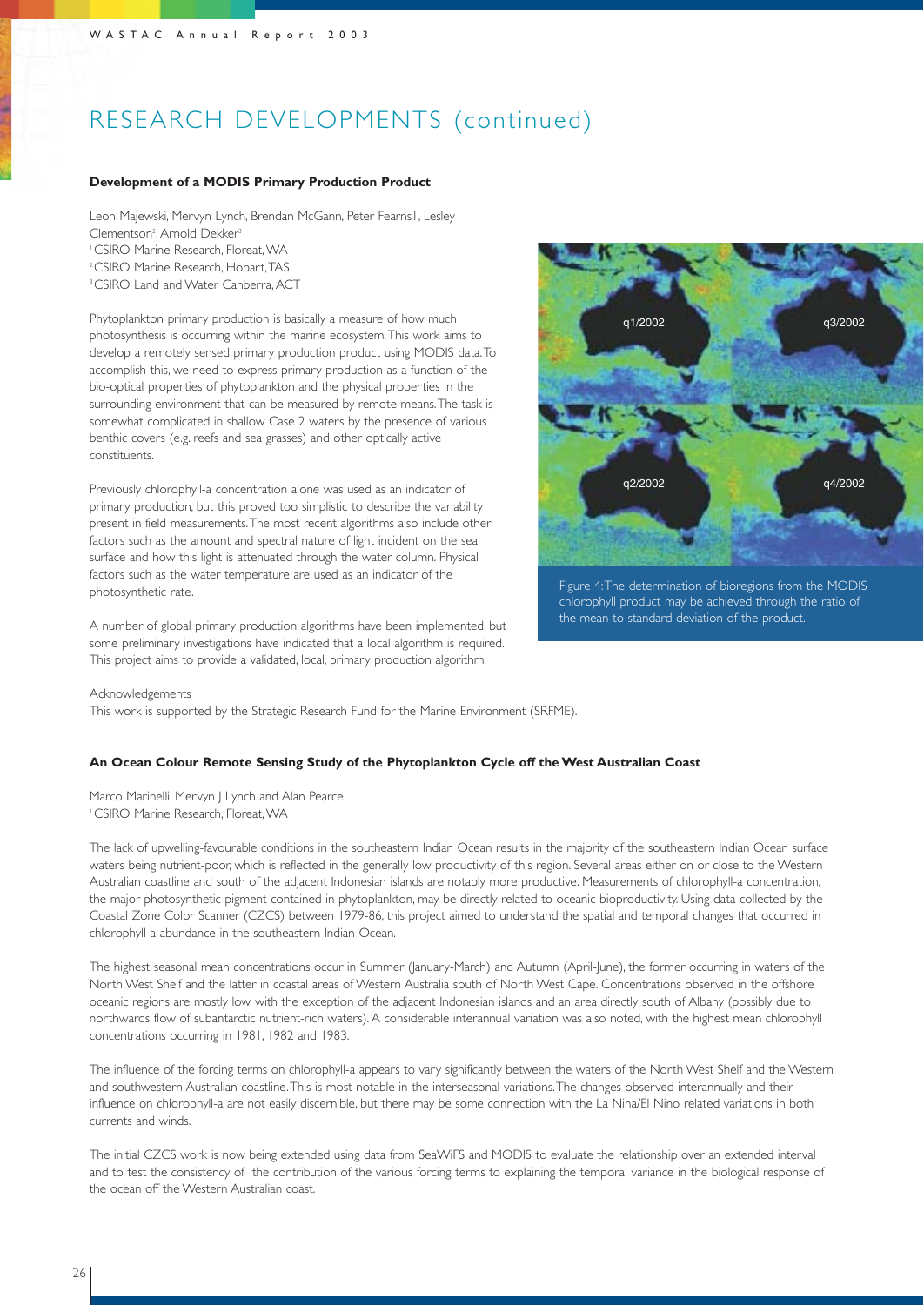# RESEARCH DEVELOPMENTS (continued)

**Development of a MODIS Primary Production Product**

Leon Majewski, Mervyn Lynch, Brendan McGann, Peter Fearns1, Lesley Clementson[2], Arnold Dekker[3]
[1] CSIRO Marine Research, Floreat, WA
[2] CSIRO Marine Research, Hobart, TAS
[3] CSIRO Land and Water, Canberra, ACT

Phytoplankton primary production is basically a measure of how much photosynthesis is occurring within the marine ecosystem. This work aims to develop a remotely sensed primary production product using MODIS data. To accomplish this, we need to express primary production as a function of the bio-optical properties of phytoplankton and the physical properties in the surrounding environment that can be measured by remote means. The task is somewhat complicated in shallow Case 2 waters by the presence of various benthic covers (e.g. reefs and sea grasses) and other optically active constituents.

Previously chlorophyll-a concentration alone was used as an indicator of primary production, but this proved too simplistic to describe the variability present in field measurements. The most recent algorithms also include other factors such as the amount and spectral nature of light incident on the sea surface and how this light is attenuated through the water column. Physical factors such as the water temperature are used as an indicator of the photosynthetic rate.

A number of global primary production algorithms have been implemented, but some preliminary investigations have indicated that a local algorithm is required. This project aims to provide a validated, local, primary production algorithm.

q1/2002 q3/2002 q2/2002 q4/2002

Figure 4: The determination of bioregions from the MODIS chlorophyll product may be achieved through the ratio of the mean to standard deviation of the product.

Acknowledgements
This work is supported by the Strategic Research Fund for the Marine Environment (SRFME).

**An Ocean Colour Remote Sensing Study of the Phytoplankton Cycle off the West Australian Coast**

Marco Marinelli, Mervyn J Lynch and Alan Pearce[1]
[1] CSIRO Marine Research, Floreat, WA

The lack of upwelling-favourable conditions in the southeastern Indian Ocean results in the majority of the southeastern Indian Ocean surface waters being nutrient-poor, which is reflected in the generally low productivity of this region. Several areas either on or close to the Western Australian coastline and south of the adjacent Indonesian islands are notably more productive. Measurements of chlorophyll-a concentration, the major photosynthetic pigment contained in phytoplankton, may be directly related to oceanic bioproductivity. Using data collected by the Coastal Zone Color Scanner (CZCS) between 1979-86, this project aimed to understand the spatial and temporal changes that occurred in chlorophyll-a abundance in the southeastern Indian Ocean.

The highest seasonal mean concentrations occur in Summer (January-March) and Autumn (April-June), the former occurring in waters of the North West Shelf and the latter in coastal areas of Western Australia south of North West Cape. Concentrations observed in the offshore oceanic regions are mostly low, with the exception of the adjacent Indonesian islands and an area directly south of Albany (possibly due to northwards flow of subantarctic nutrient-rich waters). A considerable interannual variation was also noted, with the highest mean chlorophyll concentrations occurring in 1981, 1982 and 1983.

The influence of the forcing terms on chlorophyll-a appears to vary significantly between the waters of the North West Shelf and the Western and southwestern Australian coastline. This is most notable in the interseasonal variations. The changes observed interannually and their influence on chlorophyll-a are not easily discernible, but there may be some connection with the La Nina/El Nino related variations in both currents and winds.

The initial CZCS work is now being extended using data from SeaWiFS and MODIS to evaluate the relationship over an extended interval and to test the consistency of the contribution of the various forcing terms to explaining the temporal variance in the biological response of the ocean off the Western Australian coast.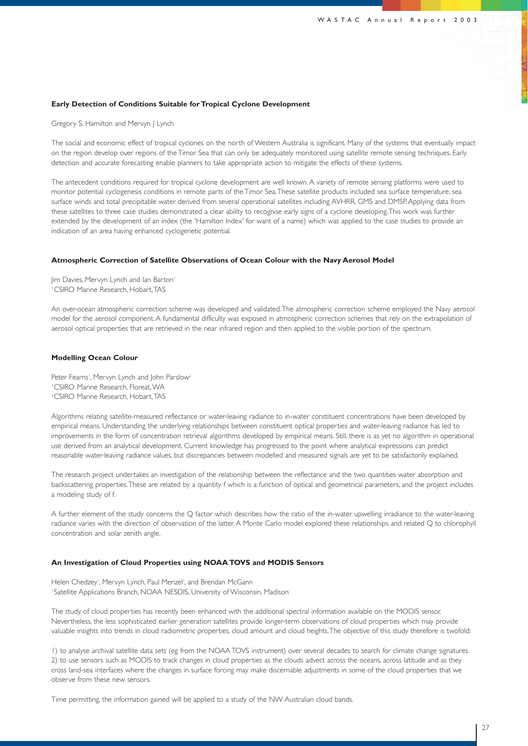### Early Detection of Conditions Suitable for Tropical Cyclone Development

Gregory S. Hamilton and Mervyn J Lynch

The social and economic effect of tropical cyclones on the north of Western Australia is significant. Many of the systems that eventually impact on the region develop over regions of the Timor Sea that can only be adequately monitored using satellite remote sensing techniques. Early detection and accurate forecasting enable planners to take appropriate action to mitigate the effects of these systems.

The antecedent conditions required for tropical cyclone development are well known. A variety of remote sensing platforms were used to monitor potential cyclogenesis conditions in remote parts of the Timor Sea. These satellite products included sea surface temperature, sea surface winds and total precipitable water derived from several operational satellites including AVHRR, GMS and DMSP. Applying data from these satellites to three case studies demonstrated a clear ability to recognise early signs of a cyclone developing. This work was further extended by the development of an index (the 'Hamilton Index' for want of a name) which was applied to the case studies to provide an indication of an area having enhanced cyclogenetic potential.

### Atmospheric Correction of Satellite Observations of Ocean Colour with the Navy Aerosol Model

Jim Davies, Mervyn Lynch and Ian Barton[1]
[1]CSIRO Marine Research, Hobart, TAS

An over-ocean atmospheric correction scheme was developed and validated. The atmospheric correction scheme employed the Navy aerosol model for the aerosol component. A fundamental difficulty was exposed in atmospheric correction schemes that rely on the extrapolation of aerosol optical properties that are retrieved in the near infrared region and then applied to the visible portion of the spectrum.

### Modelling Ocean Colour

Peter Fearns[1], Mervyn Lynch and John Parslow[2]
[1]CSIRO Marine Research, Floreat, WA
[2]CSIRO Marine Research, Hobart, TAS

Algorithms relating satellite-measured reflectance or water-leaving radiance to in-water constituent concentrations have been developed by empirical means. Understanding the underlying relationships between constituent optical properties and water-leaving radiance has led to improvements in the form of concentration retrieval algorithms developed by empirical means. Still, there is as yet no algorithm in operational use derived from an analytical development. Current knowledge has progressed to the point where analytical expressions can predict reasonable water-leaving radiance values, but discrepancies between modelled and measured signals are yet to be satisfactorily explained.

The research project undertakes an investigation of the relationship between the reflectance and the two quantities water absorption and backscattering properties. These are related by a quantity f which is a function of optical and geometrical parameters, and the project includes a modeling study of f.

A further element of the study concerns the Q factor which describes how the ratio of the in-water upwelling irradiance to the water-leaving radiance varies with the direction of observation of the latter. A Monte Carlo model explored these relationships and related Q to chlorophyll concentration and solar zenith angle.

### An Investigation of Cloud Properties using NOAA TOVS and MODIS Sensors

Helen Chedzey[1], Mervyn Lynch, Paul Menzel[1], and Brendan McGann
[1]Satellite Applications Branch, NOAA NESDIS, University of Wisconsin, Madison

The study of cloud properties has recently been enhanced with the additional spectral information available on the MODIS sensor. Nevertheless, the less sophisticated earlier generation satellites provide longer-term observations of cloud properties which may provide valuable insights into trends in cloud radiometric properties, cloud amount and cloud heights. The objective of this study therefore is twofold:

1) to analyse archival satellite data sets (eg from the NOAA TOVS instrument) over several decades to search for climate change signatures.
2) to use sensors such as MODIS to track changes in cloud properties as the clouds advect across the oceans, across latitude and as they cross land-sea interfaces where the changes in surface forcing may make discernable adjustments in some of the cloud properties that we observe from these new sensors.

Time permitting, the information gained will be applied to a study of the NW Australian cloud bands.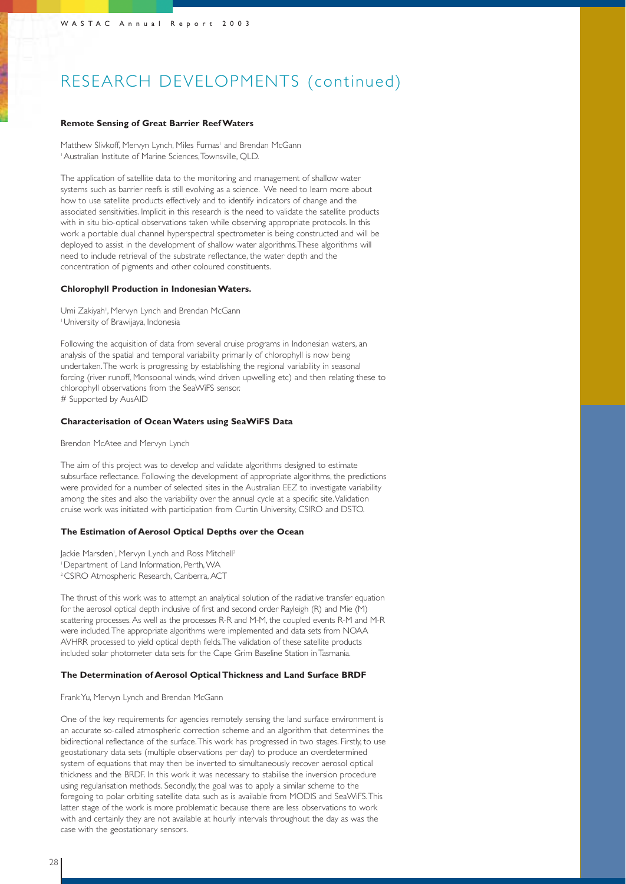# RESEARCH DEVELOPMENTS (continued)

### Remote Sensing of Great Barrier Reef Waters

Matthew Slivkoff, Mervyn Lynch, Miles Furnas[1] and Brendan McGann
[1] Australian Institute of Marine Sciences, Townsville, QLD.

The application of satellite data to the monitoring and management of shallow water systems such as barrier reefs is still evolving as a science. We need to learn more about how to use satellite products effectively and to identify indicators of change and the associated sensitivities. Implicit in this research is the need to validate the satellite products with in situ bio-optical observations taken while observing appropriate protocols. In this work a portable dual channel hyperspectral spectrometer is being constructed and will be deployed to assist in the development of shallow water algorithms. These algorithms will need to include retrieval of the substrate reflectance, the water depth and the concentration of pigments and other coloured constituents.

### Chlorophyll Production in Indonesian Waters.

Umi Zakiyah[1], Mervyn Lynch and Brendan McGann
[1] University of Brawijaya, Indonesia

Following the acquisition of data from several cruise programs in Indonesian waters, an analysis of the spatial and temporal variability primarily of chlorophyll is now being undertaken. The work is progressing by establishing the regional variability in seasonal forcing (river runoff, Monsoonal winds, wind driven upwelling etc) and then relating these to chlorophyll observations from the SeaWiFS sensor.
# Supported by AusAID

### Characterisation of Ocean Waters using SeaWiFS Data

Brendon McAtee and Mervyn Lynch

The aim of this project was to develop and validate algorithms designed to estimate subsurface reflectance. Following the development of appropriate algorithms, the predictions were provided for a number of selected sites in the Australian EEZ to investigate variability among the sites and also the variability over the annual cycle at a specific site. Validation cruise work was initiated with participation from Curtin University, CSIRO and DSTO.

### The Estimation of Aerosol Optical Depths over the Ocean

Jackie Marsden[1], Mervyn Lynch and Ross Mitchell[2]
[1] Department of Land Information, Perth, WA
[2] CSIRO Atmospheric Research, Canberra, ACT

The thrust of this work was to attempt an analytical solution of the radiative transfer equation for the aerosol optical depth inclusive of first and second order Rayleigh (R) and Mie (M) scattering processes. As well as the processes R-R and M-M, the coupled events R-M and M-R were included. The appropriate algorithms were implemented and data sets from NOAA AVHRR processed to yield optical depth fields. The validation of these satellite products included solar photometer data sets for the Cape Grim Baseline Station in Tasmania.

### The Determination of Aerosol Optical Thickness and Land Surface BRDF

Frank Yu, Mervyn Lynch and Brendan McGann

One of the key requirements for agencies remotely sensing the land surface environment is an accurate so-called atmospheric correction scheme and an algorithm that determines the bidirectional reflectance of the surface. This work has progressed in two stages. Firstly, to use geostationary data sets (multiple observations per day) to produce an overdetermined system of equations that may then be inverted to simultaneously recover aerosol optical thickness and the BRDF. In this work it was necessary to stabilise the inversion procedure using regularisation methods. Secondly, the goal was to apply a similar scheme to the foregoing to polar orbiting satellite data such as is available from MODIS and SeaWiFS. This latter stage of the work is more problematic because there are less observations to work with and certainly they are not available at hourly intervals throughout the day as was the case with the geostationary sensors.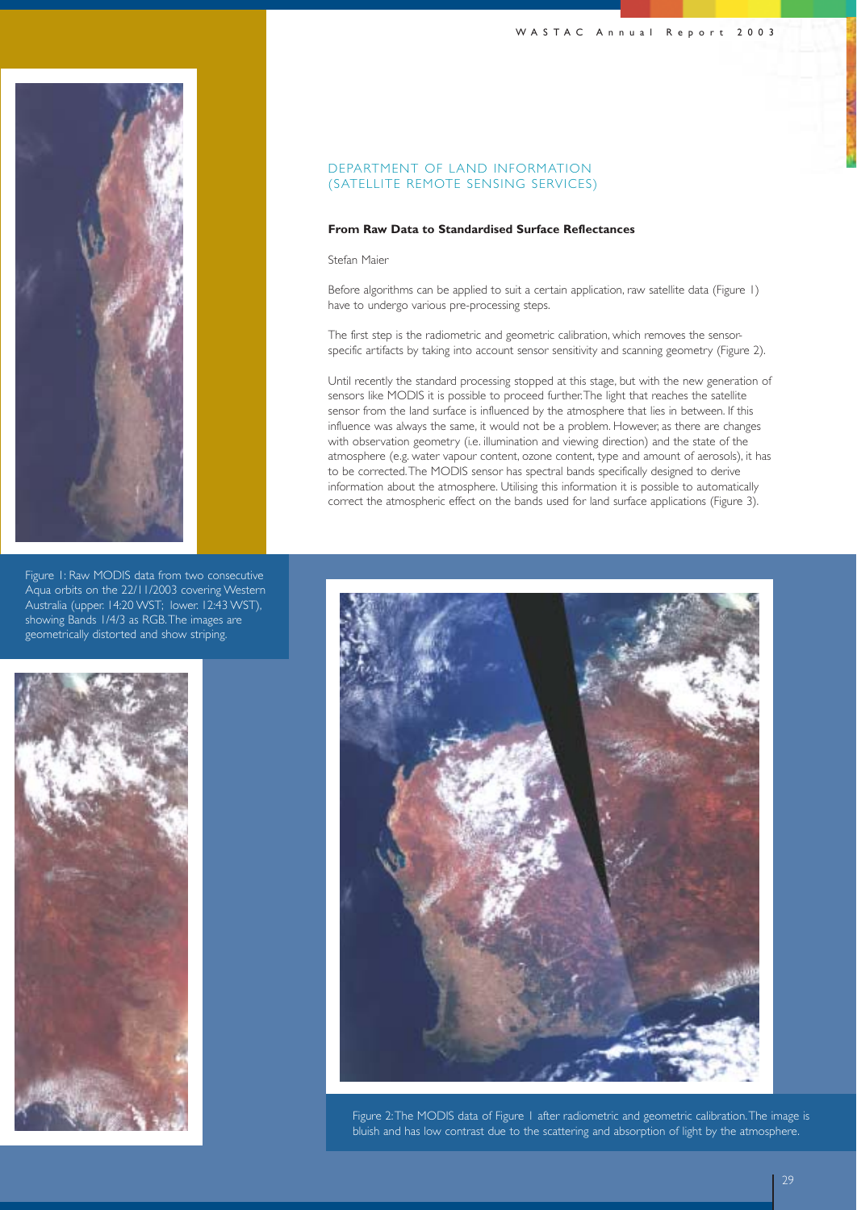## DEPARTMENT OF LAND INFORMATION (SATELLITE REMOTE SENSING SERVICES)

### From Raw Data to Standardised Surface Reflectances

Stefan Maier

Before algorithms can be applied to suit a certain application, raw satellite data (Figure 1) have to undergo various pre-processing steps.

The first step is the radiometric and geometric calibration, which removes the sensor-specific artifacts by taking into account sensor sensitivity and scanning geometry (Figure 2).

Until recently the standard processing stopped at this stage, but with the new generation of sensors like MODIS it is possible to proceed further. The light that reaches the satellite sensor from the land surface is influenced by the atmosphere that lies in between. If this influence was always the same, it would not be a problem. However, as there are changes with observation geometry (i.e. illumination and viewing direction) and the state of the atmosphere (e.g. water vapour content, ozone content, type and amount of aerosols), it has to be corrected. The MODIS sensor has spectral bands specifically designed to derive information about the atmosphere. Utilising this information it is possible to automatically correct the atmospheric effect on the bands used for land surface applications (Figure 3).

Figure 1: Raw MODIS data from two consecutive Aqua orbits on the 22/11/2003 covering Western Australia (upper: 14:20 WST; lower: 12:43 WST), showing Bands 1/4/3 as RGB. The images are geometrically distorted and show striping.

Figure 2: The MODIS data of Figure 1 after radiometric and geometric calibration. The image is bluish and has low contrast due to the scattering and absorption of light by the atmosphere.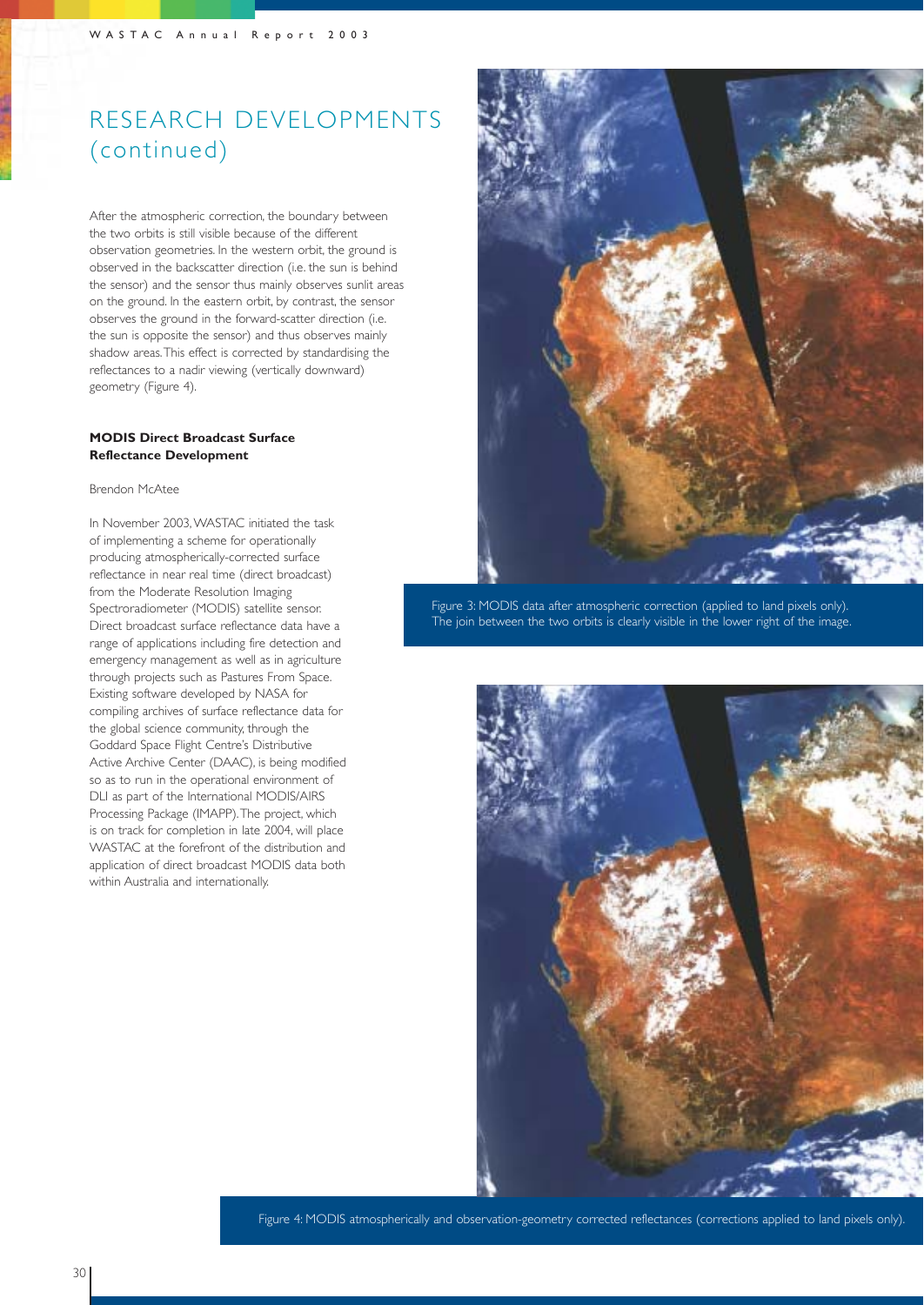# RESEARCH DEVELOPMENTS (continued)

After the atmospheric correction, the boundary between the two orbits is still visible because of the different observation geometries. In the western orbit, the ground is observed in the backscatter direction (i.e. the sun is behind the sensor) and the sensor thus mainly observes sunlit areas on the ground. In the eastern orbit, by contrast, the sensor observes the ground in the forward-scatter direction (i.e. the sun is opposite the sensor) and thus observes mainly shadow areas. This effect is corrected by standardising the reflectances to a nadir viewing (vertically downward) geometry (Figure 4).

### MODIS Direct Broadcast Surface Reflectance Development

Brendon McAtee

In November 2003, WASTAC initiated the task of implementing a scheme for operationally producing atmospherically-corrected surface reflectance in near real time (direct broadcast) from the Moderate Resolution Imaging Spectroradiometer (MODIS) satellite sensor. Direct broadcast surface reflectance data have a range of applications including fire detection and emergency management as well as in agriculture through projects such as Pastures From Space. Existing software developed by NASA for compiling archives of surface reflectance data for the global science community, through the Goddard Space Flight Centre's Distributive Active Archive Center (DAAC), is being modified so as to run in the operational environment of DLI as part of the International MODIS/AIRS Processing Package (IMAPP). The project, which is on track for completion in late 2004, will place WASTAC at the forefront of the distribution and application of direct broadcast MODIS data both within Australia and internationally.

Figure 3: MODIS data after atmospheric correction (applied to land pixels only). The join between the two orbits is clearly visible in the lower right of the image.

Figure 4: MODIS atmospherically and observation-geometry corrected reflectances (corrections applied to land pixels only).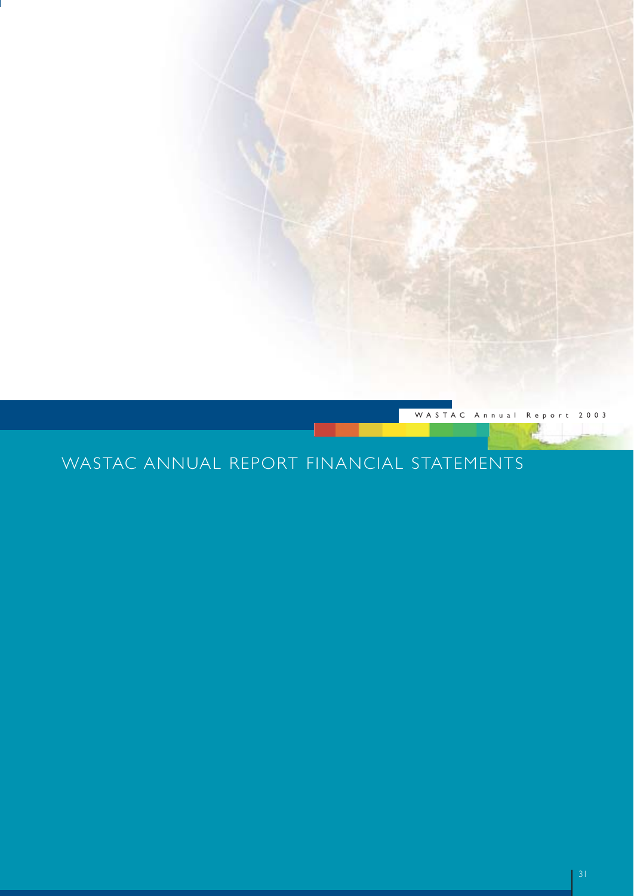# WASTAC ANNUAL REPORT FINANCIAL STATEMENTS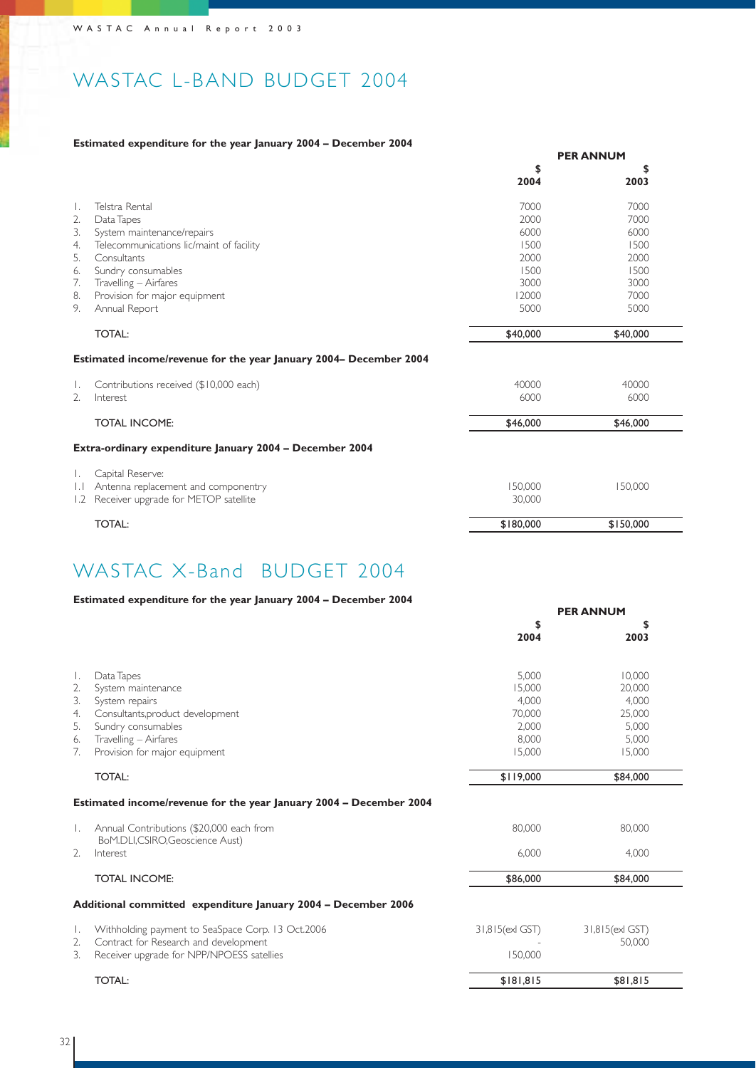# WASTAC L-BAND BUDGET 2004

**Estimated expenditure for the year January 2004 – December 2004**

| | | PER ANNUM | |
|---|---|---|---|
| | | $ 2004 | $ 2003 |
| 1. | Telstra Rental | 7000 | 7000 |
| 2. | Data Tapes | 2000 | 7000 |
| 3. | System maintenance/repairs | 6000 | 6000 |
| 4. | Telecommunications lic/maint of facility | 1500 | 1500 |
| 5. | Consultants | 2000 | 2000 |
| 6. | Sundry consumables | 1500 | 1500 |
| 7. | Travelling – Airfares | 3000 | 3000 |
| 8. | Provision for major equipment | 12000 | 7000 |
| 9. | Annual Report | 5000 | 5000 |
| | TOTAL: | $40,000 | $40,000 |

**Estimated income/revenue for the year January 2004– December 2004**

| | | 2004 | 2003 |
|---|---|---|---|
| 1. | Contributions received ($10,000 each) | 40000 | 40000 |
| 2. | Interest | 6000 | 6000 |
| | TOTAL INCOME: | $46,000 | $46,000 |

**Extra-ordinary expenditure January 2004 – December 2004**

| | | 2004 | 2003 |
|---|---|---|---|
| 1. | Capital Reserve: | | |
| 1.1 | Antenna replacement and componentry | 150,000 | 150,000 |
| 1.2 | Receiver upgrade for METOP satellite | 30,000 | |
| | TOTAL: | $180,000 | $150,000 |

# WASTAC X-Band BUDGET 2004

**Estimated expenditure for the year January 2004 – December 2004**

| | | PER ANNUM | |
|---|---|---|---|
| | | $ 2004 | $ 2003 |
| 1. | Data Tapes | 5,000 | 10,000 |
| 2. | System maintenance | 15,000 | 20,000 |
| 3. | System repairs | 4,000 | 4,000 |
| 4. | Consultants,product development | 70,000 | 25,000 |
| 5. | Sundry consumables | 2,000 | 5,000 |
| 6. | Travelling – Airfares | 8,000 | 5,000 |
| 7. | Provision for major equipment | 15,000 | 15,000 |
| | TOTAL: | $119,000 | $84,000 |

**Estimated income/revenue for the year January 2004 – December 2004**

| | | 2004 | 2003 |
|---|---|---|---|
| 1. | Annual Contributions ($20,000 each from BoM.DLI,CSIRO,Geoscience Aust) | 80,000 | 80,000 |
| 2. | Interest | 6,000 | 4,000 |
| | TOTAL INCOME: | $86,000 | $84,000 |

**Additional committed expenditure January 2004 – December 2006**

| | | 2004 | 2003 |
|---|---|---|---|
| 1. | Withholding payment to SeaSpace Corp. 13 Oct.2006 | 31,815(exl GST) | 31,815(exl GST) |
| 2. | Contract for Research and development | - | 50,000 |
| 3. | Receiver upgrade for NPP/NPOESS satellies | 150,000 | |
| | TOTAL: | $181,815 | $81,815 |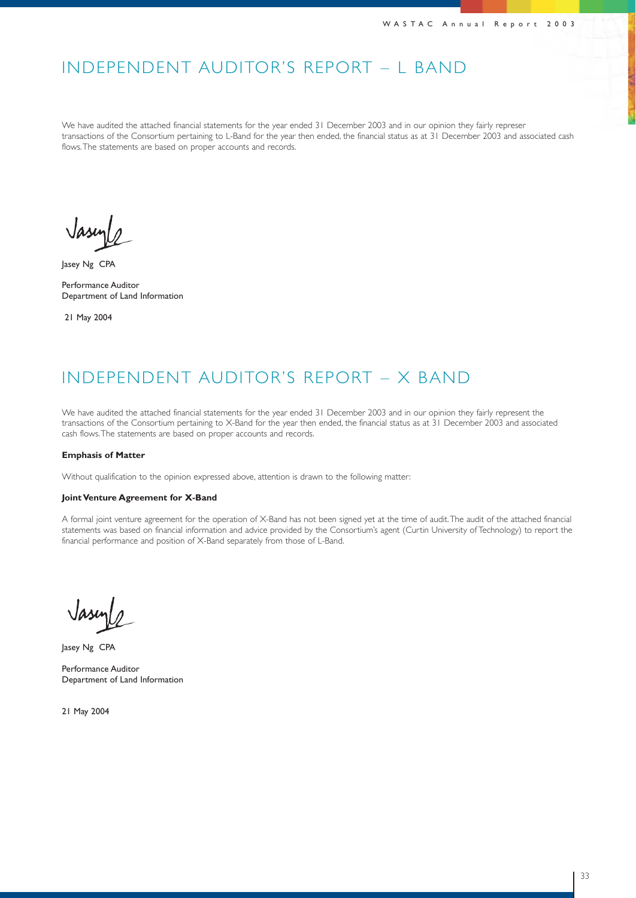# INDEPENDENT AUDITOR'S REPORT – L BAND

We have audited the attached financial statements for the year ended 31 December 2003 and in our opinion they fairly represer transactions of the Consortium pertaining to L-Band for the year then ended, the financial status as at 31 December 2003 and associated cash flows. The statements are based on proper accounts and records.

Jasey Ng CPA

Performance Auditor
Department of Land Information

21 May 2004

# INDEPENDENT AUDITOR'S REPORT – X BAND

We have audited the attached financial statements for the year ended 31 December 2003 and in our opinion they fairly represent the transactions of the Consortium pertaining to X-Band for the year then ended, the financial status as at 31 December 2003 and associated cash flows. The statements are based on proper accounts and records.

**Emphasis of Matter**

Without qualification to the opinion expressed above, attention is drawn to the following matter:

**Joint Venture Agreement for X-Band**

A formal joint venture agreement for the operation of X-Band has not been signed yet at the time of audit. The audit of the attached financial statements was based on financial information and advice provided by the Consortium's agent (Curtin University of Technology) to report the financial performance and position of X-Band separately from those of L-Band.

Jasey Ng CPA

Performance Auditor
Department of Land Information

21 May 2004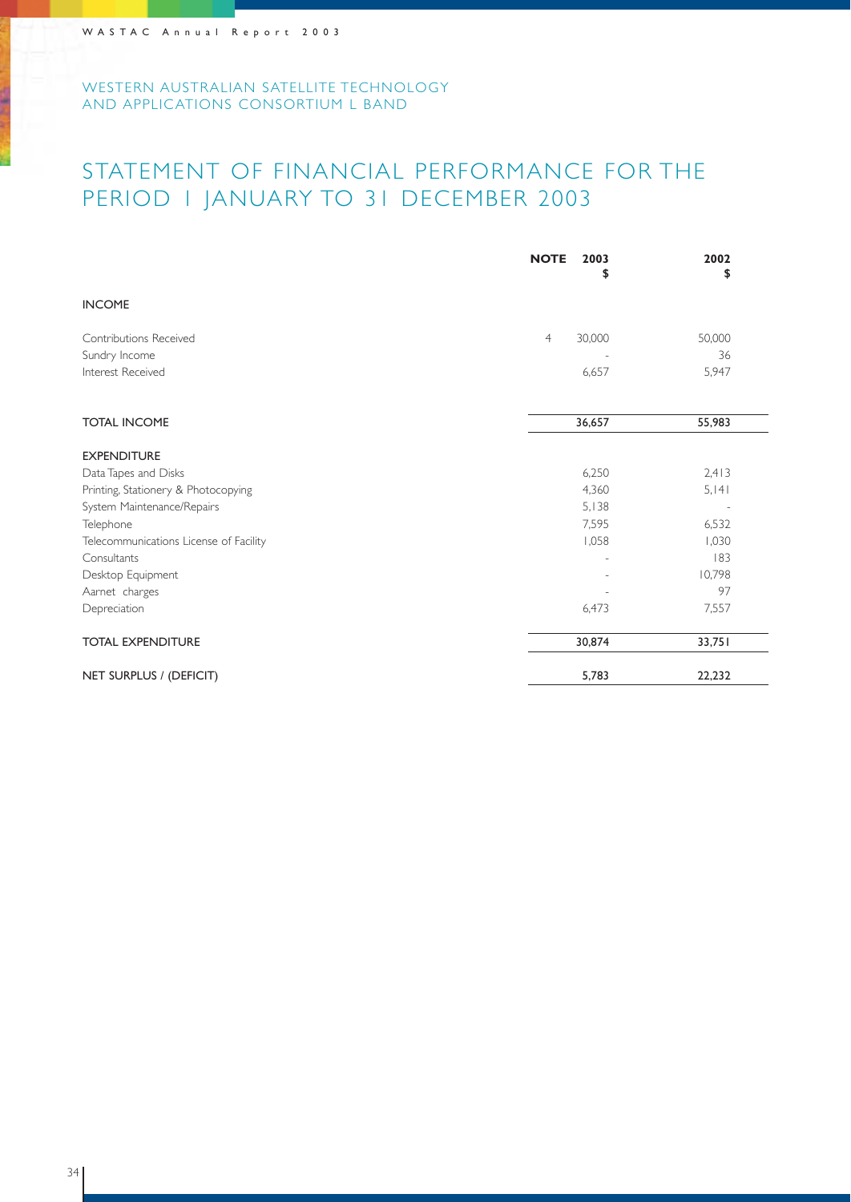WESTERN AUSTRALIAN SATELLITE TECHNOLOGY AND APPLICATIONS CONSORTIUM L BAND

# STATEMENT OF FINANCIAL PERFORMANCE FOR THE PERIOD 1 JANUARY TO 31 DECEMBER 2003

| | NOTE | 2003 $ | 2002 $ |
|---|---|---|---|
| **INCOME** | | | |
| Contributions Received | 4 | 30,000 | 50,000 |
| Sundry Income | | - | 36 |
| Interest Received | | 6,657 | 5,947 |
| **TOTAL INCOME** | | **36,657** | **55,983** |
| **EXPENDITURE** | | | |
| Data Tapes and Disks | | 6,250 | 2,413 |
| Printing, Stationery & Photocopying | | 4,360 | 5,141 |
| System Maintenance/Repairs | | 5,138 | - |
| Telephone | | 7,595 | 6,532 |
| Telecommunications License of Facility | | 1,058 | 1,030 |
| Consultants | | - | 183 |
| Desktop Equipment | | - | 10,798 |
| Aarnet charges | | - | 97 |
| Depreciation | | 6,473 | 7,557 |
| **TOTAL EXPENDITURE** | | **30,874** | **33,751** |
| **NET SURPLUS / (DEFICIT)** | | **5,783** | **22,232** |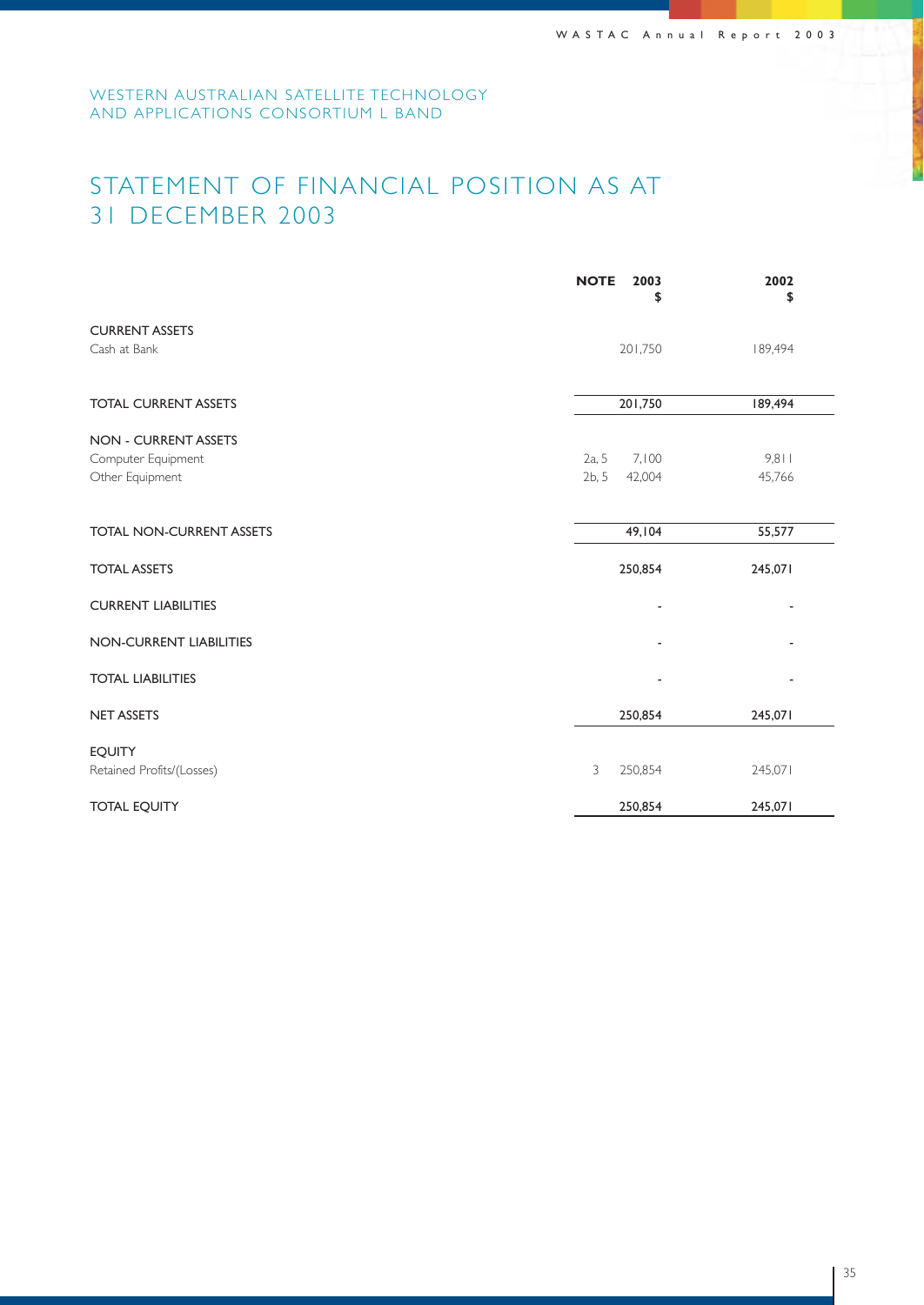WESTERN AUSTRALIAN SATELLITE TECHNOLOGY AND APPLICATIONS CONSORTIUM L BAND

# STATEMENT OF FINANCIAL POSITION AS AT 31 DECEMBER 2003

| | NOTE | 2003 $ | 2002 $ |
|---|---|---|---|
| **CURRENT ASSETS** | | | |
| Cash at Bank | | 201,750 | 189,494 |
| **TOTAL CURRENT ASSETS** | | **201,750** | **189,494** |
| **NON - CURRENT ASSETS** | | | |
| Computer Equipment | 2a, 5 | 7,100 | 9,811 |
| Other Equipment | 2b, 5 | 42,004 | 45,766 |
| **TOTAL NON-CURRENT ASSETS** | | **49,104** | **55,577** |
| **TOTAL ASSETS** | | **250,854** | **245,071** |
| **CURRENT LIABILITIES** | | - | - |
| **NON-CURRENT LIABILITIES** | | - | - |
| **TOTAL LIABILITIES** | | - | - |
| **NET ASSETS** | | **250,854** | **245,071** |
| **EQUITY** | | | |
| Retained Profits/(Losses) | 3 | 250,854 | 245,071 |
| **TOTAL EQUITY** | | **250,854** | **245,071** |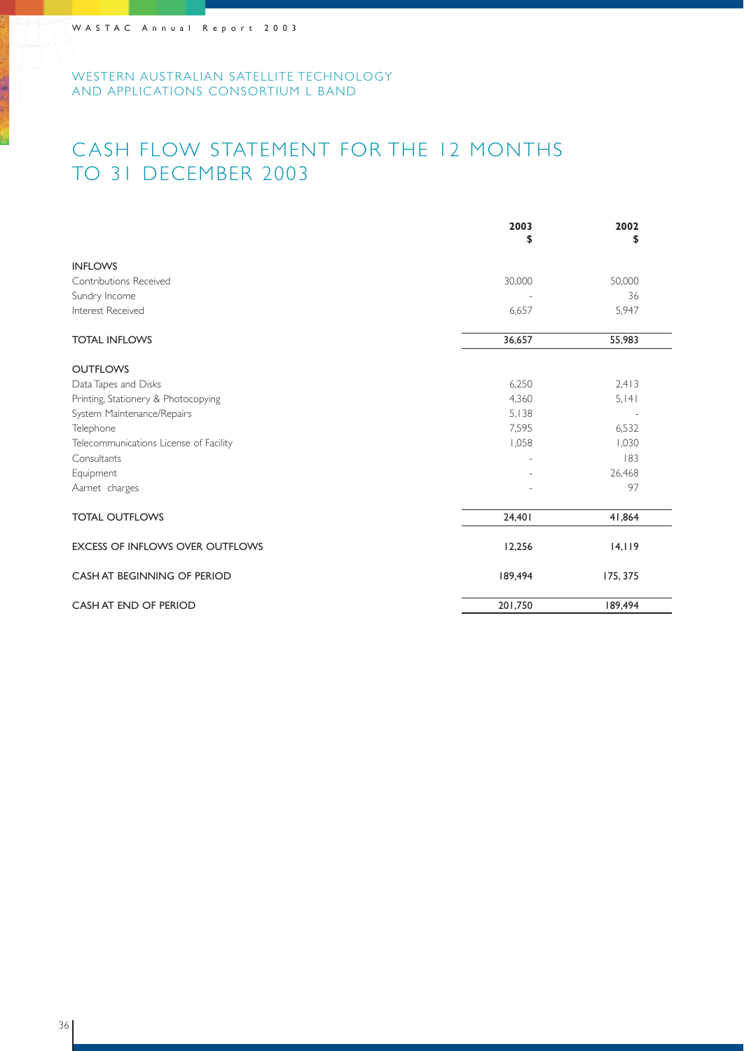WESTERN AUSTRALIAN SATELLITE TECHNOLOGY AND APPLICATIONS CONSORTIUM L BAND

# CASH FLOW STATEMENT FOR THE 12 MONTHS TO 31 DECEMBER 2003

| | **2003** **$** | **2002** **$** |
|---|---|---|
| INFLOWS | | |
| Contributions Received | 30,000 | 50,000 |
| Sundry Income | - | 36 |
| Interest Received | 6,657 | 5,947 |
| TOTAL INFLOWS | **36,657** | **55,983** |
| OUTFLOWS | | |
| Data Tapes and Disks | 6,250 | 2,413 |
| Printing, Stationery & Photocopying | 4,360 | 5,141 |
| System Maintenance/Repairs | 5,138 | - |
| Telephone | 7,595 | 6,532 |
| Telecommunications License of Facility | 1,058 | 1,030 |
| Consultants | - | 183 |
| Equipment | - | 26,468 |
| Aarnet charges | - | 97 |
| TOTAL OUTFLOWS | **24,401** | **41,864** |
| EXCESS OF INFLOWS OVER OUTFLOWS | **12,256** | **14,119** |
| CASH AT BEGINNING OF PERIOD | **189,494** | **175, 375** |
| CASH AT END OF PERIOD | **201,750** | **189,494** |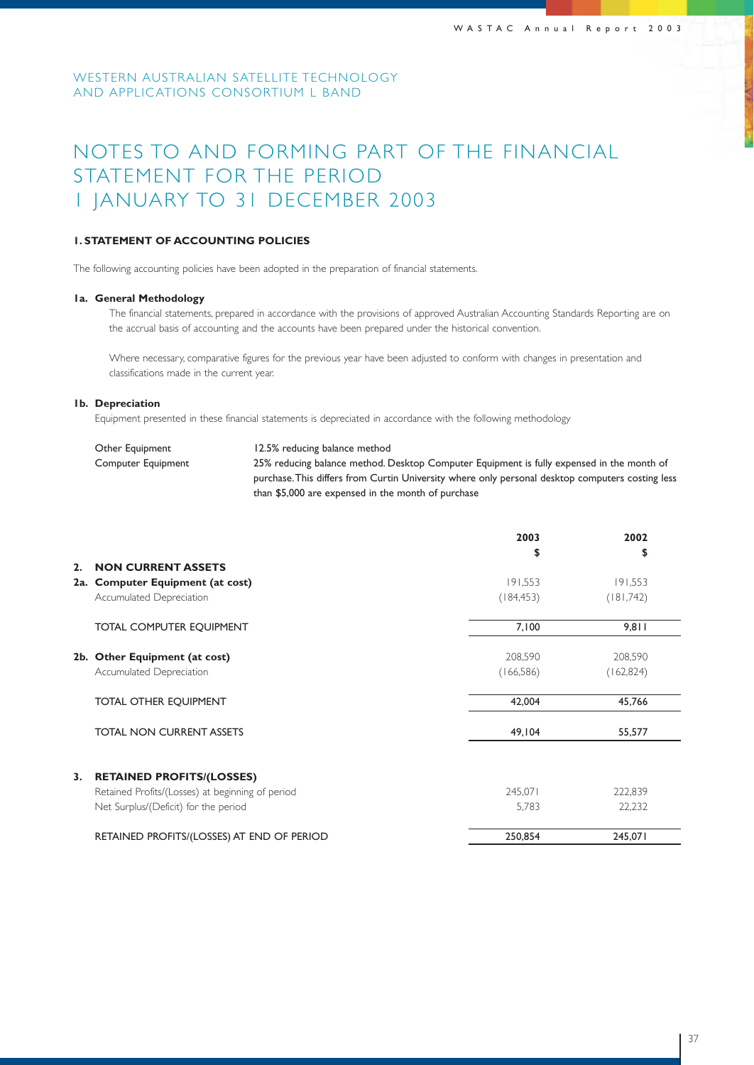WESTERN AUSTRALIAN SATELLITE TECHNOLOGY AND APPLICATIONS CONSORTIUM L BAND

# NOTES TO AND FORMING PART OF THE FINANCIAL STATEMENT FOR THE PERIOD 1 JANUARY TO 31 DECEMBER 2003

### 1. STATEMENT OF ACCOUNTING POLICIES

The following accounting policies have been adopted in the preparation of financial statements.

**1a. General Methodology**

The financial statements, prepared in accordance with the provisions of approved Australian Accounting Standards Reporting are on the accrual basis of accounting and the accounts have been prepared under the historical convention.

Where necessary, comparative figures for the previous year have been adjusted to conform with changes in presentation and classifications made in the current year.

**1b. Depreciation**

Equipment presented in these financial statements is depreciated in accordance with the following methodology

| | |
|---|---|
| Other Equipment | 12.5% reducing balance method |
| Computer Equipment | 25% reducing balance method. Desktop Computer Equipment is fully expensed in the month of purchase. This differs from Curtin University where only personal desktop computers costing less than $5,000 are expensed in the month of purchase |

| | 2003 $ | 2002 $ |
|---|---|---|
| **2. NON CURRENT ASSETS** | | |
| **2a. Computer Equipment (at cost)** | 191,553 | 191,553 |
| Accumulated Depreciation | (184,453) | (181,742) |
| TOTAL COMPUTER EQUIPMENT | 7,100 | 9,811 |
| **2b. Other Equipment (at cost)** | 208,590 | 208,590 |
| Accumulated Depreciation | (166,586) | (162,824) |
| TOTAL OTHER EQUIPMENT | 42,004 | 45,766 |
| TOTAL NON CURRENT ASSETS | 49,104 | 55,577 |
| **3. RETAINED PROFITS/(LOSSES)** | | |
| Retained Profits/(Losses) at beginning of period | 245,071 | 222,839 |
| Net Surplus/(Deficit) for the period | 5,783 | 22,232 |
| RETAINED PROFITS/(LOSSES) AT END OF PERIOD | 250,854 | 245,071 |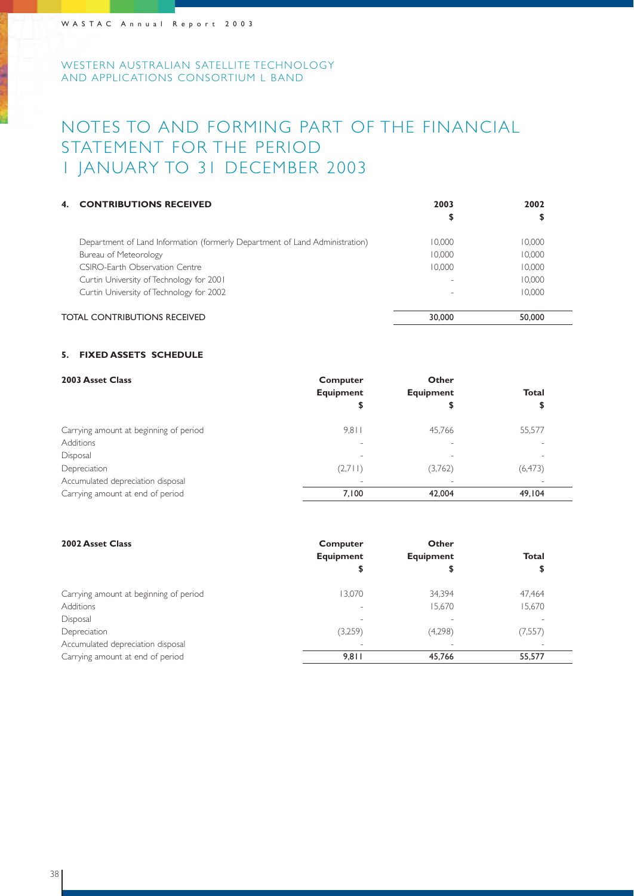WESTERN AUSTRALIAN SATELLITE TECHNOLOGY AND APPLICATIONS CONSORTIUM L BAND

# NOTES TO AND FORMING PART OF THE FINANCIAL STATEMENT FOR THE PERIOD 1 JANUARY TO 31 DECEMBER 2003

## 4. CONTRIBUTIONS RECEIVED

| | 2003 $ | 2002 $ |
|---|---|---|
| Department of Land Information (formerly Department of Land Administration) | 10,000 | 10,000 |
| Bureau of Meteorology | 10,000 | 10,000 |
| CSIRO-Earth Observation Centre | 10,000 | 10,000 |
| Curtin University of Technology for 2001 | - | 10,000 |
| Curtin University of Technology for 2002 | - | 10,000 |
| **TOTAL CONTRIBUTIONS RECEIVED** | **30,000** | **50,000** |

## 5. FIXED ASSETS SCHEDULE

| 2003 Asset Class | Computer Equipment $ | Other Equipment $ | Total $ |
|---|---|---|---|
| Carrying amount at beginning of period | 9,811 | 45,766 | 55,577 |
| Additions | - | - | - |
| Disposal | - | - | - |
| Depreciation | (2,711) | (3,762) | (6,473) |
| Accumulated depreciation disposal | - | - | - |
| Carrying amount at end of period | **7,100** | **42,004** | **49,104** |

| 2002 Asset Class | Computer Equipment $ | Other Equipment $ | Total $ |
|---|---|---|---|
| Carrying amount at beginning of period | 13,070 | 34,394 | 47,464 |
| Additions | - | 15,670 | 15,670 |
| Disposal | - | - | - |
| Depreciation | (3,259) | (4,298) | (7,557) |
| Accumulated depreciation disposal | - | - | - |
| Carrying amount at end of period | **9,811** | **45,766** | **55,577** |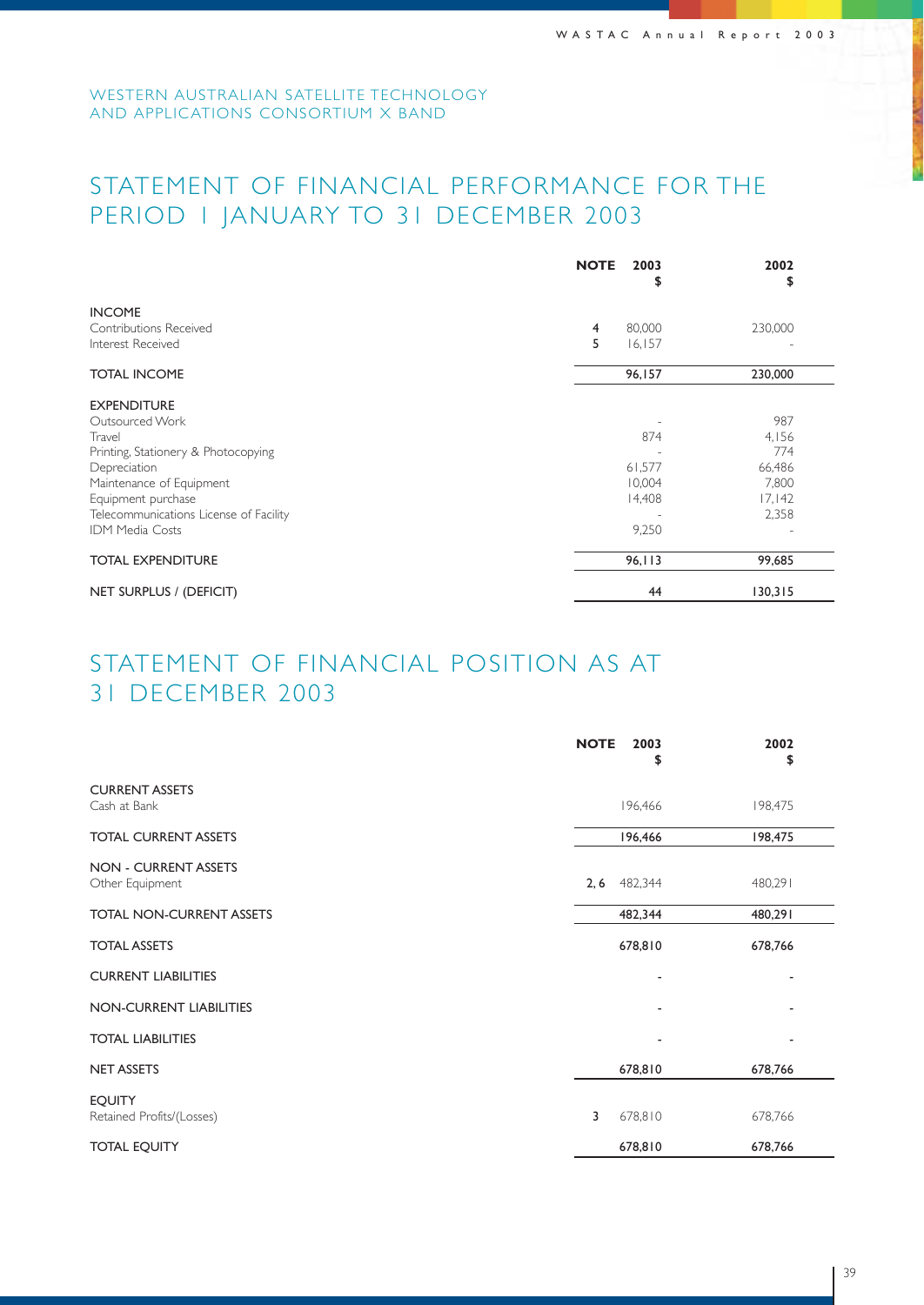WESTERN AUSTRALIAN SATELLITE TECHNOLOGY AND APPLICATIONS CONSORTIUM X BAND

# STATEMENT OF FINANCIAL PERFORMANCE FOR THE PERIOD 1 JANUARY TO 31 DECEMBER 2003

| | NOTE | 2003 $ | 2002 $ |
|---|---|---|---|
| **INCOME** | | | |
| Contributions Received | 4 | 80,000 | 230,000 |
| Interest Received | 5 | 16,157 | - |
| **TOTAL INCOME** | | **96,157** | **230,000** |
| **EXPENDITURE** | | | |
| Outsourced Work | | - | 987 |
| Travel | | 874 | 4,156 |
| Printing, Stationery & Photocopying | | - | 774 |
| Depreciation | | 61,577 | 66,486 |
| Maintenance of Equipment | | 10,004 | 7,800 |
| Equipment purchase | | 14,408 | 17,142 |
| Telecommunications License of Facility | | - | 2,358 |
| IDM Media Costs | | 9,250 | - |
| **TOTAL EXPENDITURE** | | **96,113** | **99,685** |
| **NET SURPLUS / (DEFICIT)** | | **44** | **130,315** |

# STATEMENT OF FINANCIAL POSITION AS AT 31 DECEMBER 2003

| | NOTE | 2003 $ | 2002 $ |
|---|---|---|---|
| **CURRENT ASSETS** | | | |
| Cash at Bank | | 196,466 | 198,475 |
| **TOTAL CURRENT ASSETS** | | **196,466** | **198,475** |
| **NON - CURRENT ASSETS** | | | |
| Other Equipment | 2, 6 | 482,344 | 480,291 |
| **TOTAL NON-CURRENT ASSETS** | | **482,344** | **480,291** |
| **TOTAL ASSETS** | | **678,810** | **678,766** |
| **CURRENT LIABILITIES** | | - | - |
| **NON-CURRENT LIABILITIES** | | - | - |
| **TOTAL LIABILITIES** | | - | - |
| **NET ASSETS** | | **678,810** | **678,766** |
| **EQUITY** | | | |
| Retained Profits/(Losses) | 3 | 678,810 | 678,766 |
| **TOTAL EQUITY** | | **678,810** | **678,766** |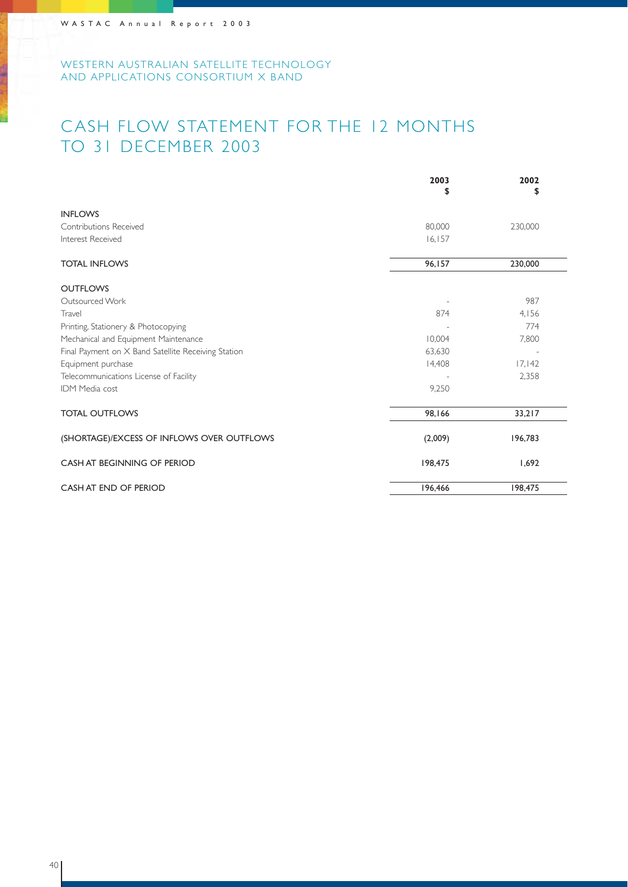WESTERN AUSTRALIAN SATELLITE TECHNOLOGY AND APPLICATIONS CONSORTIUM X BAND

# CASH FLOW STATEMENT FOR THE 12 MONTHS TO 31 DECEMBER 2003

| | 2003 $ | 2002 $ |
|---|---|---|
| **INFLOWS** | | |
| Contributions Received | 80,000 | 230,000 |
| Interest Received | 16,157 | |
| **TOTAL INFLOWS** | **96,157** | **230,000** |
| **OUTFLOWS** | | |
| Outsourced Work | - | 987 |
| Travel | 874 | 4,156 |
| Printing, Stationery & Photocopying | - | 774 |
| Mechanical and Equipment Maintenance | 10,004 | 7,800 |
| Final Payment on X Band Satellite Receiving Station | 63,630 | - |
| Equipment purchase | 14,408 | 17,142 |
| Telecommunications License of Facility | - | 2,358 |
| IDM Media cost | 9,250 | |
| **TOTAL OUTFLOWS** | **98,166** | **33,217** |
| **(SHORTAGE)/EXCESS OF INFLOWS OVER OUTFLOWS** | **(2,009)** | **196,783** |
| **CASH AT BEGINNING OF PERIOD** | **198,475** | **1,692** |
| **CASH AT END OF PERIOD** | **196,466** | **198,475** |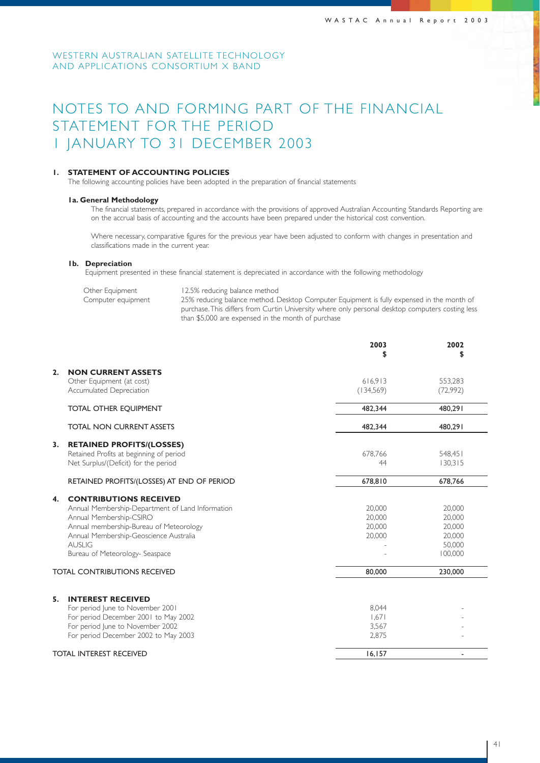WESTERN AUSTRALIAN SATELLITE TECHNOLOGY AND APPLICATIONS CONSORTIUM X BAND

# NOTES TO AND FORMING PART OF THE FINANCIAL STATEMENT FOR THE PERIOD 1 JANUARY TO 31 DECEMBER 2003

## 1. STATEMENT OF ACCOUNTING POLICIES

The following accounting policies have been adopted in the preparation of financial statements

### 1a. General Methodology

The financial statements, prepared in accordance with the provisions of approved Australian Accounting Standards Reporting are on the accrual basis of accounting and the accounts have been prepared under the historical cost convention.

Where necessary, comparative figures for the previous year have been adjusted to conform with changes in presentation and classifications made in the current year.

### 1b. Depreciation

Equipment presented in these financial statement is depreciated in accordance with the following methodology

| | |
|---|---|
| Other Equipment | 12.5% reducing balance method |
| Computer equipment | 25% reducing balance method. Desktop Computer Equipment is fully expensed in the month of purchase. This differs from Curtin University where only personal desktop computers costing less than $5,000 are expensed in the month of purchase |

| | 2003 $ | 2002 $ |
|---|---|---|
| **2. NON CURRENT ASSETS** | | |
| Other Equipment (at cost) | 616,913 | 553,283 |
| Accumulated Depreciation | (134,569) | (72,992) |
| TOTAL OTHER EQUIPMENT | 482,344 | 480,291 |
| TOTAL NON CURRENT ASSETS | 482,344 | 480,291 |
| **3. RETAINED PROFITS/(LOSSES)** | | |
| Retained Profits at beginning of period | 678,766 | 548,451 |
| Net Surplus/(Deficit) for the period | 44 | 130,315 |
| RETAINED PROFITS/(LOSSES) AT END OF PERIOD | 678,810 | 678,766 |
| **4. CONTRIBUTIONS RECEIVED** | | |
| Annual Membership-Department of Land Information | 20,000 | 20,000 |
| Annual Membership-CSIRO | 20,000 | 20,000 |
| Annual membership-Bureau of Meteorology | 20,000 | 20,000 |
| Annual Membership-Geoscience Australia | 20,000 | 20,000 |
| AUSLIG | - | 50,000 |
| Bureau of Meteorology- Seaspace | - | 100,000 |
| TOTAL CONTRIBUTIONS RECEIVED | 80,000 | 230,000 |
| **5. INTEREST RECEIVED** | | |
| For period June to November 2001 | 8,044 | - |
| For period December 2001 to May 2002 | 1,671 | - |
| For period June to November 2002 | 3,567 | - |
| For period December 2002 to May 2003 | 2,875 | - |
| TOTAL INTEREST RECEIVED | 16,157 | - |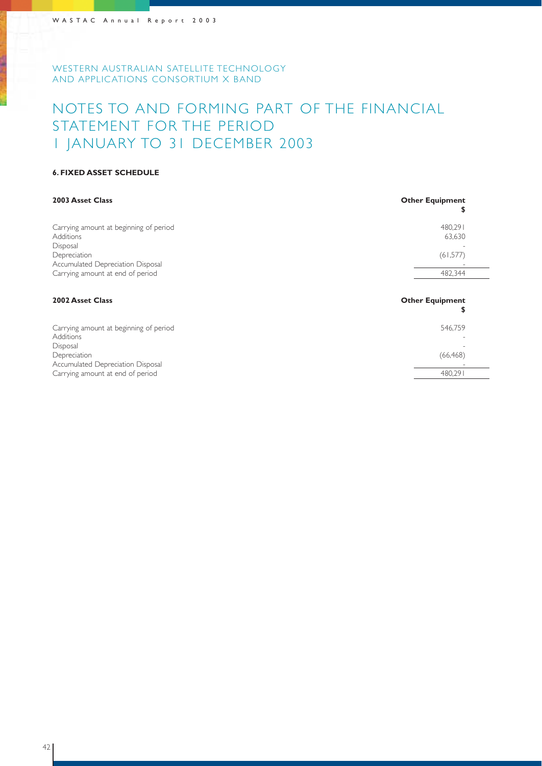WESTERN AUSTRALIAN SATELLITE TECHNOLOGY AND APPLICATIONS CONSORTIUM X BAND

# NOTES TO AND FORMING PART OF THE FINANCIAL STATEMENT FOR THE PERIOD 1 JANUARY TO 31 DECEMBER 2003

### 6. FIXED ASSET SCHEDULE

| **2003 Asset Class** | **Other Equipment $** |
|---|---|
| Carrying amount at beginning of period | 480,291 |
| Additions | 63,630 |
| Disposal | - |
| Depreciation | (61,577) |
| Accumulated Depreciation Disposal | - |
| Carrying amount at end of period | 482,344 |

| **2002 Asset Class** | **Other Equipment $** |
|---|---|
| Carrying amount at beginning of period | 546,759 |
| Additions | - |
| Disposal | - |
| Depreciation | (66,468) |
| Accumulated Depreciation Disposal | - |
| Carrying amount at end of period | 480,291 |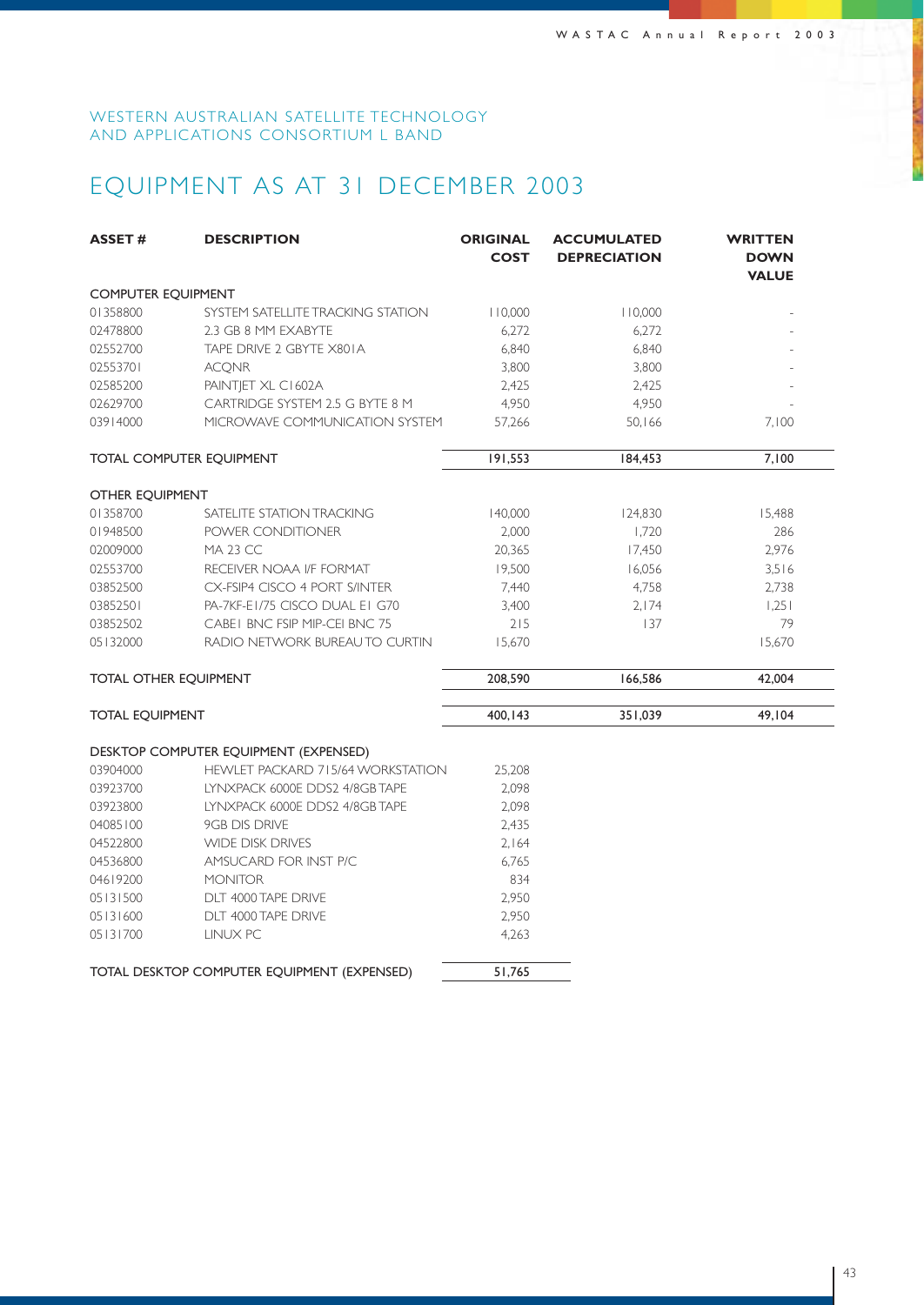WESTERN AUSTRALIAN SATELLITE TECHNOLOGY AND APPLICATIONS CONSORTIUM L BAND

# EQUIPMENT AS AT 31 DECEMBER 2003

| ASSET # | DESCRIPTION | ORIGINAL COST | ACCUMULATED DEPRECIATION | WRITTEN DOWN VALUE |
|---|---|---|---|---|
| **COMPUTER EQUIPMENT** | | | | |
| 01358800 | SYSTEM SATELLITE TRACKING STATION | 110,000 | 110,000 | - |
| 02478800 | 2.3 GB 8 MM EXABYTE | 6,272 | 6,272 | - |
| 02552700 | TAPE DRIVE 2 GBYTE X801A | 6,840 | 6,840 | - |
| 02553701 | ACQNR | 3,800 | 3,800 | - |
| 02585200 | PAINTJET XL C1602A | 2,425 | 2,425 | - |
| 02629700 | CARTRIDGE SYSTEM 2.5 G BYTE 8 M | 4,950 | 4,950 | - |
| 03914000 | MICROWAVE COMMUNICATION SYSTEM | 57,266 | 50,166 | 7,100 |
| **TOTAL COMPUTER EQUIPMENT** | | **191,553** | **184,453** | **7,100** |
| **OTHER EQUIPMENT** | | | | |
| 01358700 | SATELITE STATION TRACKING | 140,000 | 124,830 | 15,488 |
| 01948500 | POWER CONDITIONER | 2,000 | 1,720 | 286 |
| 02009000 | MA 23 CC | 20,365 | 17,450 | 2,976 |
| 02553700 | RECEIVER NOAA I/F FORMAT | 19,500 | 16,056 | 3,516 |
| 03852500 | CX-FSIP4 CISCO 4 PORT S/INTER | 7,440 | 4,758 | 2,738 |
| 03852501 | PA-7KF-E1/75 CISCO DUAL E1 G70 | 3,400 | 2,174 | 1,251 |
| 03852502 | CABE1 BNC FSIP MIP-CEI BNC 75 | 215 | 137 | 79 |
| 05132000 | RADIO NETWORK BUREAU TO CURTIN | 15,670 | | 15,670 |
| **TOTAL OTHER EQUIPMENT** | | **208,590** | **166,586** | **42,004** |
| **TOTAL EQUIPMENT** | | **400,143** | **351,039** | **49,104** |
| **DESKTOP COMPUTER EQUIPMENT (EXPENSED)** | | | | |
| 03904000 | HEWLETT PACKARD 715/64 WORKSTATION | 25,208 | | |
| 03923700 | LYNXPACK 6000E DDS2 4/8GB TAPE | 2,098 | | |
| 03923800 | LYNXPACK 6000E DDS2 4/8GB TAPE | 2,098 | | |
| 04085100 | 9GB DIS DRIVE | 2,435 | | |
| 04522800 | WIDE DISK DRIVES | 2,164 | | |
| 04536800 | AMSUCARD FOR INST P/C | 6,765 | | |
| 04619200 | MONITOR | 834 | | |
| 05131500 | DLT 4000 TAPE DRIVE | 2,950 | | |
| 05131600 | DLT 4000 TAPE DRIVE | 2,950 | | |
| 05131700 | LINUX PC | 4,263 | | |
| **TOTAL DESKTOP COMPUTER EQUIPMENT (EXPENSED)** | | **51,765** | | |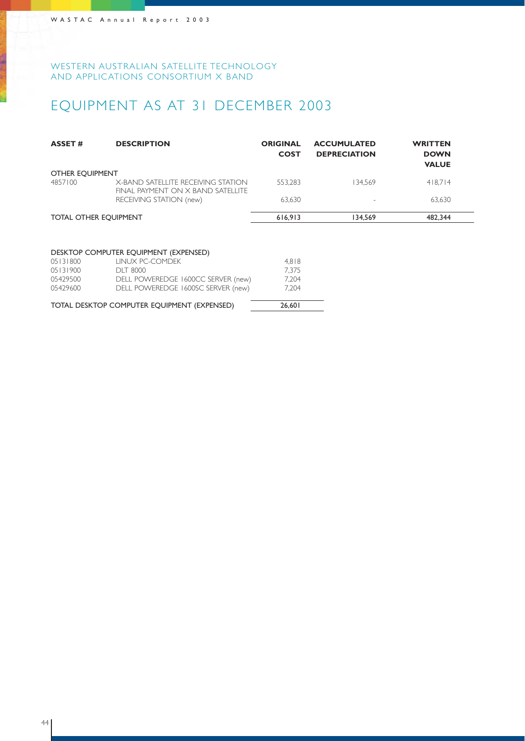WESTERN AUSTRALIAN SATELLITE TECHNOLOGY AND APPLICATIONS CONSORTIUM X BAND

# EQUIPMENT AS AT 31 DECEMBER 2003

| ASSET # | DESCRIPTION | ORIGINAL COST | ACCUMULATED DEPRECIATION | WRITTEN DOWN VALUE |
|---|---|---|---|---|
| OTHER EQUIPMENT | | | | |
| 4857100 | X-BAND SATELLITE RECEIVING STATION | 553,283 | 134,569 | 418,714 |
| | FINAL PAYMENT ON X BAND SATELLITE RECEIVING STATION (new) | 63,630 | - | 63,630 |
| TOTAL OTHER EQUIPMENT | | 616,913 | 134,569 | 482,344 |

| ASSET # | DESCRIPTION | ORIGINAL COST |
|---|---|---|
| DESKTOP COMPUTER EQUIPMENT (EXPENSED) | | |
| 05131800 | LINUX PC-COMDEK | 4,818 |
| 05131900 | DLT 8000 | 7,375 |
| 05429500 | DELL POWEREDGE 1600CC SERVER (new) | 7,204 |
| 05429600 | DELL POWEREDGE 1600SC SERVER (new) | 7,204 |
| TOTAL DESKTOP COMPUTER EQUIPMENT (EXPENSED) | | 26,601 |